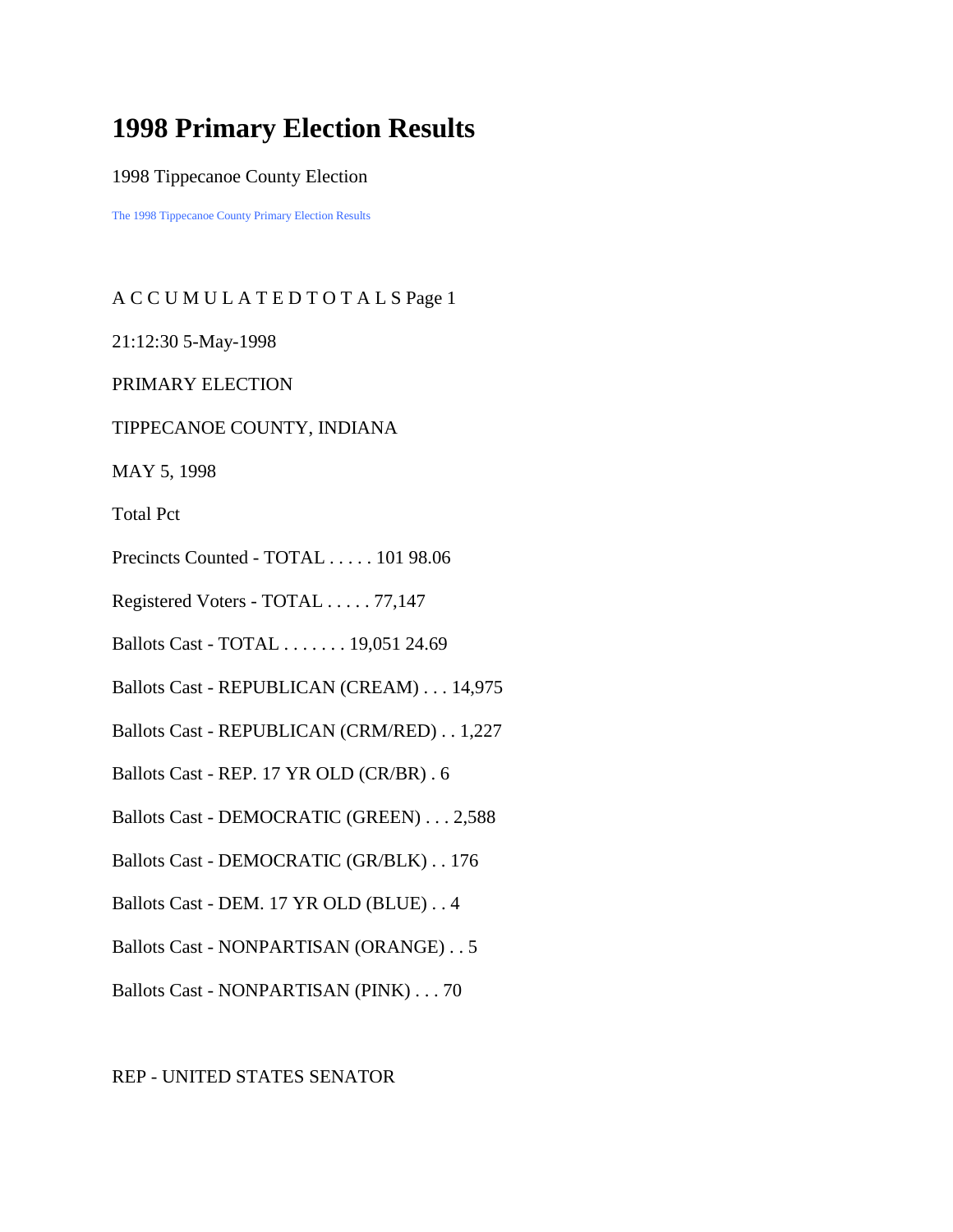# 1998 Primary Election Results

1998 Tippecanoe County Election

The 1998 Tippecanoe County Primary Election Results

A C C U M U L A T E D T O T A L S Page 1

21:12:30 5-May-1998

PRIMARY ELECTION

TIPPECANOE COUNTY, INDIANA

MAY 5, 1998

Total Pct

Precincts Counted - TOTAL . . . . . 101 98.06

Registered Voters - TOTAL . . . . . 77,147

Ballots Cast - TOTAL . . . . . . . 19,051 24.69

Ballots Cast - REPUBLICAN (CREAM) . . . 14,975

Ballots Cast - REPUBLICAN (CRM/RED) . . 1,227

Ballots Cast - REP. 17 YR OLD (CR/BR) . 6

Ballots Cast - DEMOCRATIC (GREEN) . . . 2,588

Ballots Cast - DEMOCRATIC (GR/BLK) . . 176

Ballots Cast - DEM. 17 YR OLD (BLUE) . . 4

Ballots Cast - NONPARTISAN (ORANGE) . . 5

Ballots Cast - NONPARTISAN (PINK) . . . 70

REP - UNITED STATES SENATOR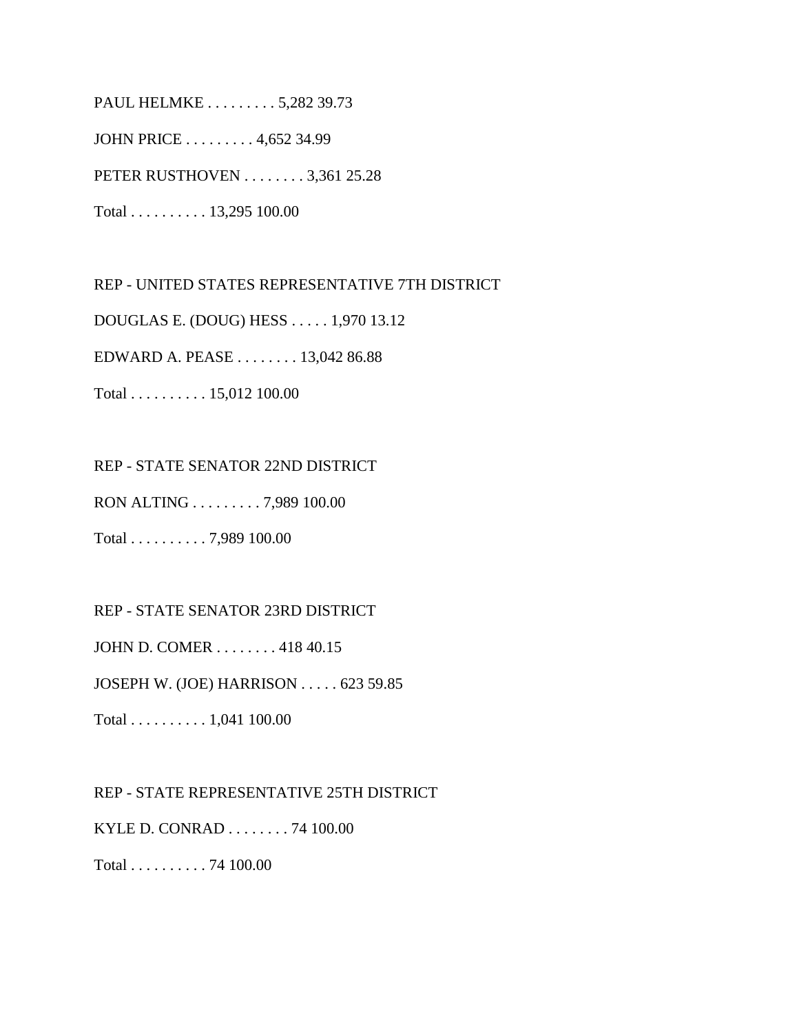PAUL HELMKE . . . . . . . . . 5,282 39.73

JOHN PRICE . . . . . . . . . 4,652 34.99

PETER RUSTHOVEN . . . . . . . . 3,361 25.28

Total . . . . . . . . . . 13,295 100.00

REP - UNITED STATES REPRESENTATIVE 7TH DISTRICT

DOUGLAS E. (DOUG) HESS . . . . . 1,970 13.12

EDWARD A. PEASE . . . . . . . . 13,042 86.88

Total . . . . . . . . . . 15,012 100.00

REP - STATE SENATOR 22ND DISTRICT

RON ALTING . . . . . . . . . 7,989 100.00

Total . . . . . . . . . . 7,989 100.00

REP - STATE SENATOR 23RD DISTRICT

JOHN D. COMER . . . . . . . . 418 40.15

JOSEPH W. (JOE) HARRISON . . . . . 623 59.85

Total . . . . . . . . . . 1,041 100.00

REP - STATE REPRESENTATIVE 25TH DISTRICT

KYLE D. CONRAD . . . . . . . . 74 100.00

Total . . . . . . . . . . 74 100.00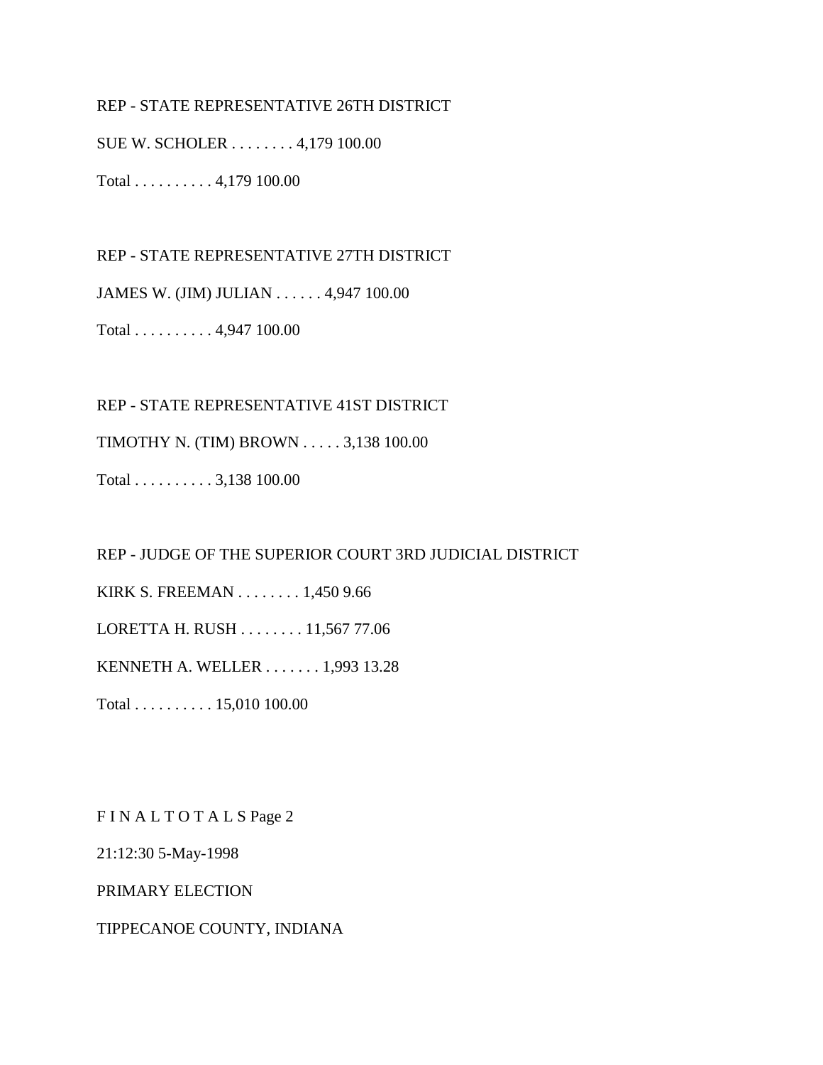REP - STATE REPRESENTATIVE 26TH DISTRICT

SUE W. SCHOLER . . . . . . . . 4,179 100.00

Total . . . . . . . . . . 4,179 100.00

REP - STATE REPRESENTATIVE 27TH DISTRICT

JAMES W. (JIM) JULIAN . . . . . . 4,947 100.00

Total . . . . . . . . . . 4,947 100.00

REP - STATE REPRESENTATIVE 41ST DISTRICT

TIMOTHY N. (TIM) BROWN . . . . . 3,138 100.00

Total . . . . . . . . . . 3,138 100.00

REP - JUDGE OF THE SUPERIOR COURT 3RD JUDICIAL DISTRICT

KIRK S. FREEMAN . . . . . . . . 1,450 9.66

LORETTA H. RUSH . . . . . . . . 11,567 77.06

KENNETH A. WELLER . . . . . . . 1,993 13.28

Total . . . . . . . . . . 15,010 100.00

F I N A L T O T A L S Page 2

21:12:30 5-May-1998

PRIMARY ELECTION

TIPPECANOE COUNTY, INDIANA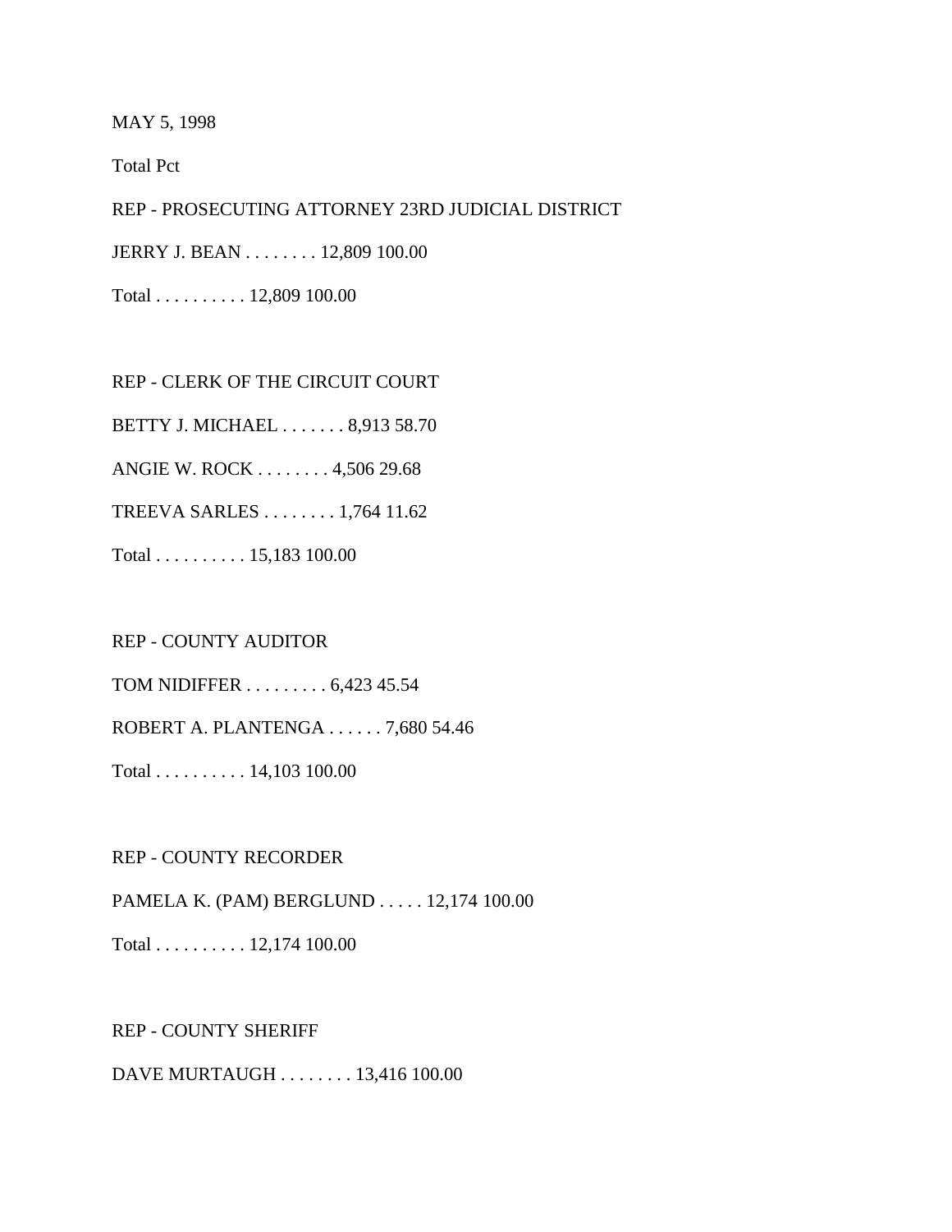MAY 5, 1998

Total Pct

REP - PROSECUTING ATTORNEY 23RD JUDICIAL DISTRICT

JERRY J. BEAN . . . . . . . . 12,809 100.00

Total . . . . . . . . . . 12,809 100.00

REP - CLERK OF THE CIRCUIT COURT

BETTY J. MICHAEL . . . . . . . 8,913 58.70

ANGIE W. ROCK . . . . . . . . 4,506 29.68

TREEVA SARLES . . . . . . . . 1,764 11.62

Total . . . . . . . . . . 15,183 100.00

REP - COUNTY AUDITOR

TOM NIDIFFER . . . . . . . . . 6,423 45.54

ROBERT A. PLANTENGA . . . . . . 7,680 54.46

Total . . . . . . . . . . 14,103 100.00

REP - COUNTY RECORDER

PAMELA K. (PAM) BERGLUND . . . . . 12,174 100.00

Total . . . . . . . . . . 12,174 100.00

REP - COUNTY SHERIFF

DAVE MURTAUGH . . . . . . . . 13,416 100.00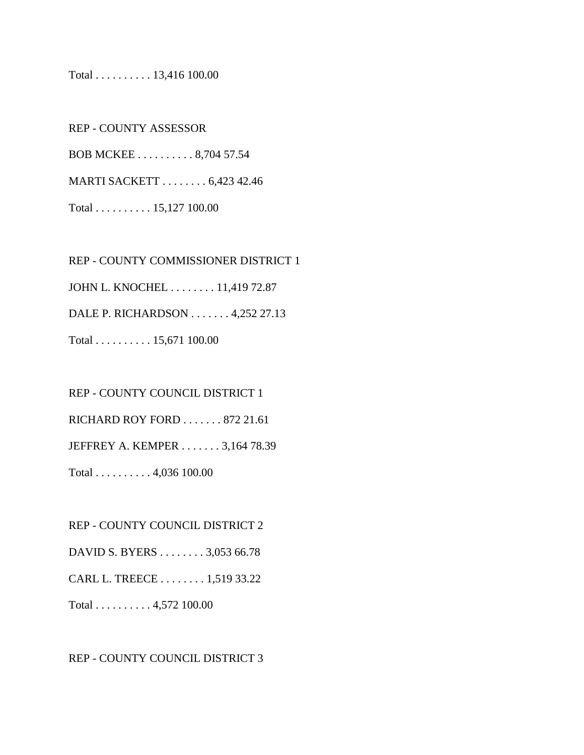Total . . . . . . . . . . 13,416 100.00

REP - COUNTY ASSESSOR

BOB MCKEE . . . . . . . . . . 8,704 57.54

MARTI SACKETT . . . . . . . . 6,423 42.46

Total . . . . . . . . . . 15,127 100.00

REP - COUNTY COMMISSIONER DISTRICT 1

JOHN L. KNOCHEL . . . . . . . . 11,419 72.87

DALE P. RICHARDSON . . . . . . . 4,252 27.13

Total . . . . . . . . . . 15,671 100.00

REP - COUNTY COUNCIL DISTRICT 1

RICHARD ROY FORD . . . . . . . 872 21.61

JEFFREY A. KEMPER . . . . . . . 3,164 78.39

Total . . . . . . . . . . 4,036 100.00

REP - COUNTY COUNCIL DISTRICT 2

DAVID S. BYERS . . . . . . . . 3,053 66.78

CARL L. TREECE . . . . . . . . 1,519 33.22

Total . . . . . . . . . . 4,572 100.00

REP - COUNTY COUNCIL DISTRICT 3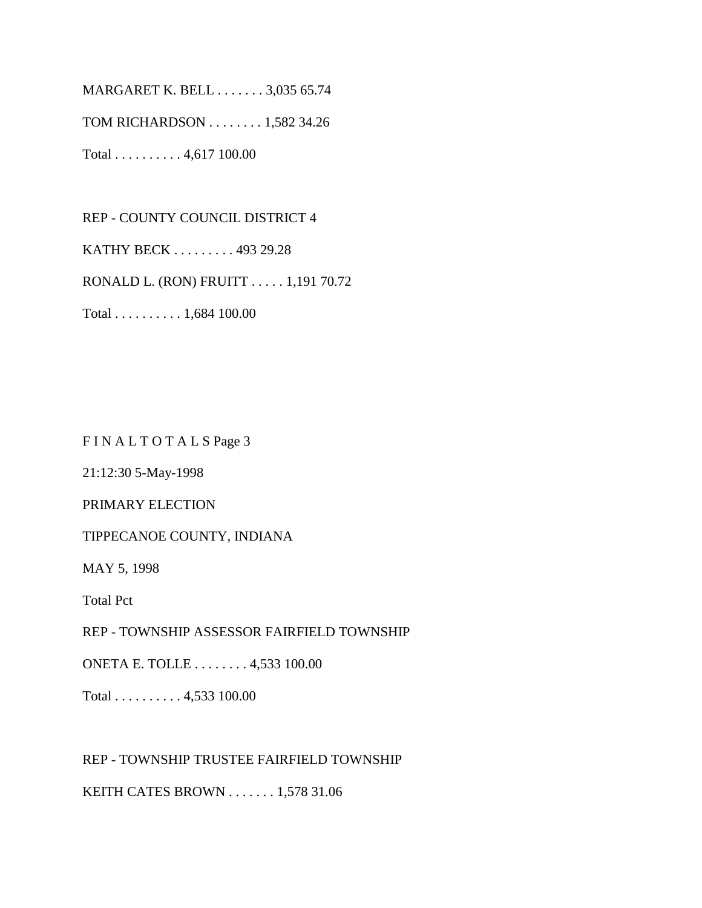MARGARET K. BELL . . . . . . . 3,035 65.74

TOM RICHARDSON . . . . . . . . 1,582 34.26

Total . . . . . . . . . . 4,617 100.00

REP - COUNTY COUNCIL DISTRICT 4

KATHY BECK . . . . . . . . . 493 29.28

RONALD L. (RON) FRUITT . . . . . 1,191 70.72

Total . . . . . . . . . . 1,684 100.00

F I N A L T O T A L S Page 3

21:12:30 5-May-1998

PRIMARY ELECTION

TIPPECANOE COUNTY, INDIANA

MAY 5, 1998

Total Pct

REP - TOWNSHIP ASSESSOR FAIRFIELD TOWNSHIP

ONETA E. TOLLE . . . . . . . . 4,533 100.00

Total . . . . . . . . . . 4,533 100.00

REP - TOWNSHIP TRUSTEE FAIRFIELD TOWNSHIP

KEITH CATES BROWN . . . . . . . 1,578 31.06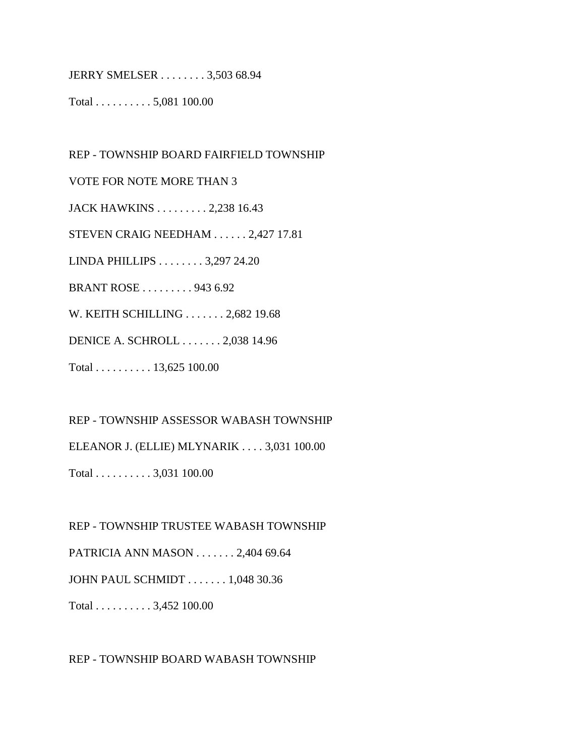JERRY SMELSER . . . . . . . . 3,503 68.94

Total . . . . . . . . . . 5,081 100.00

REP - TOWNSHIP BOARD FAIRFIELD TOWNSHIP

VOTE FOR NOTE MORE THAN 3

JACK HAWKINS . . . . . . . . . 2,238 16.43

STEVEN CRAIG NEEDHAM . . . . . . 2,427 17.81

LINDA PHILLIPS . . . . . . . . 3,297 24.20

BRANT ROSE . . . . . . . . . 943 6.92

W. KEITH SCHILLING . . . . . . . 2,682 19.68

DENICE A. SCHROLL . . . . . . . 2,038 14.96

Total . . . . . . . . . . 13,625 100.00

REP - TOWNSHIP ASSESSOR WABASH TOWNSHIP

ELEANOR J. (ELLIE) MLYNARIK . . . . 3,031 100.00

Total . . . . . . . . . . 3,031 100.00

REP - TOWNSHIP TRUSTEE WABASH TOWNSHIP

PATRICIA ANN MASON . . . . . . . 2,404 69.64

JOHN PAUL SCHMIDT . . . . . . . 1,048 30.36

Total . . . . . . . . . . 3,452 100.00

REP - TOWNSHIP BOARD WABASH TOWNSHIP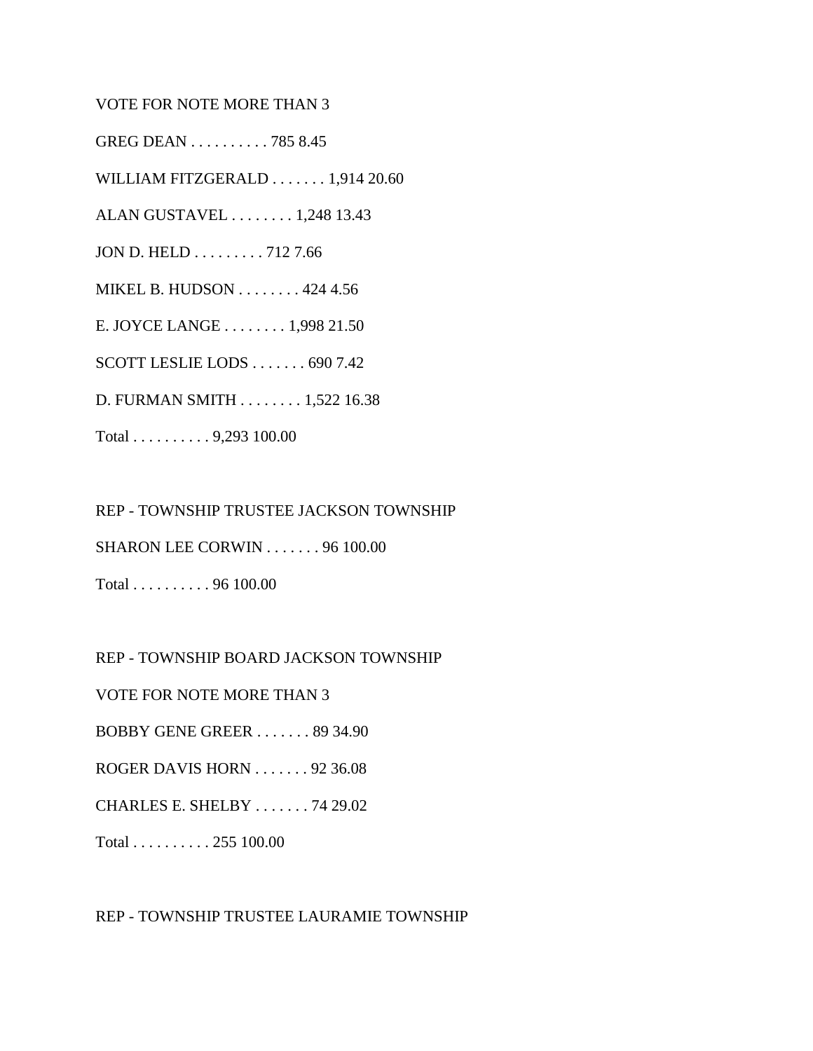VOTE FOR NOTE MORE THAN 3

GREG DEAN . . . . . . . . . . 785 8.45

WILLIAM FITZGERALD . . . . . . . 1,914 20.60

ALAN GUSTAVEL . . . . . . . . 1,248 13.43

JON D. HELD . . . . . . . . . 712 7.66

MIKEL B. HUDSON . . . . . . . . 424 4.56

E. JOYCE LANGE . . . . . . . . 1,998 21.50

SCOTT LESLIE LODS . . . . . . . 690 7.42

D. FURMAN SMITH . . . . . . . . 1,522 16.38

Total . . . . . . . . . . 9,293 100.00

REP - TOWNSHIP TRUSTEE JACKSON TOWNSHIP

SHARON LEE CORWIN . . . . . . . 96 100.00

Total . . . . . . . . . . 96 100.00

REP - TOWNSHIP BOARD JACKSON TOWNSHIP

VOTE FOR NOTE MORE THAN 3

BOBBY GENE GREER . . . . . . . 89 34.90

ROGER DAVIS HORN . . . . . . . 92 36.08

CHARLES E. SHELBY . . . . . . . 74 29.02

Total . . . . . . . . . . 255 100.00

REP - TOWNSHIP TRUSTEE LAURAMIE TOWNSHIP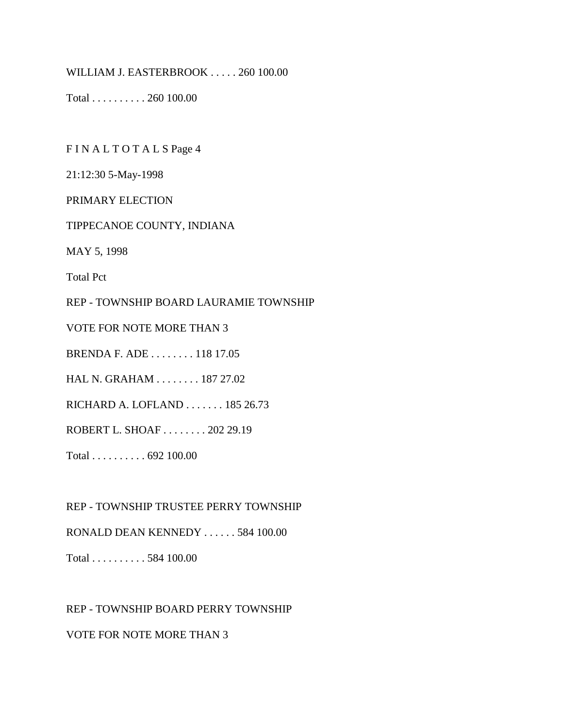WILLIAM J. EASTERBROOK . . . . . 260 100.00

Total . . . . . . . . . . 260 100.00

F I N A L T O T A L S Page 4

21:12:30 5-May-1998

PRIMARY ELECTION

TIPPECANOE COUNTY, INDIANA

MAY 5, 1998

Total Pct

REP - TOWNSHIP BOARD LAURAMIE TOWNSHIP

VOTE FOR NOTE MORE THAN 3

BRENDA F. ADE . . . . . . . . 118 17.05

HAL N. GRAHAM . . . . . . . . 187 27.02

RICHARD A. LOFLAND . . . . . . . 185 26.73

ROBERT L. SHOAF . . . . . . . . 202 29.19

Total . . . . . . . . . . 692 100.00

REP - TOWNSHIP TRUSTEE PERRY TOWNSHIP

RONALD DEAN KENNEDY . . . . . . 584 100.00

Total . . . . . . . . . . 584 100.00

REP - TOWNSHIP BOARD PERRY TOWNSHIP

VOTE FOR NOTE MORE THAN 3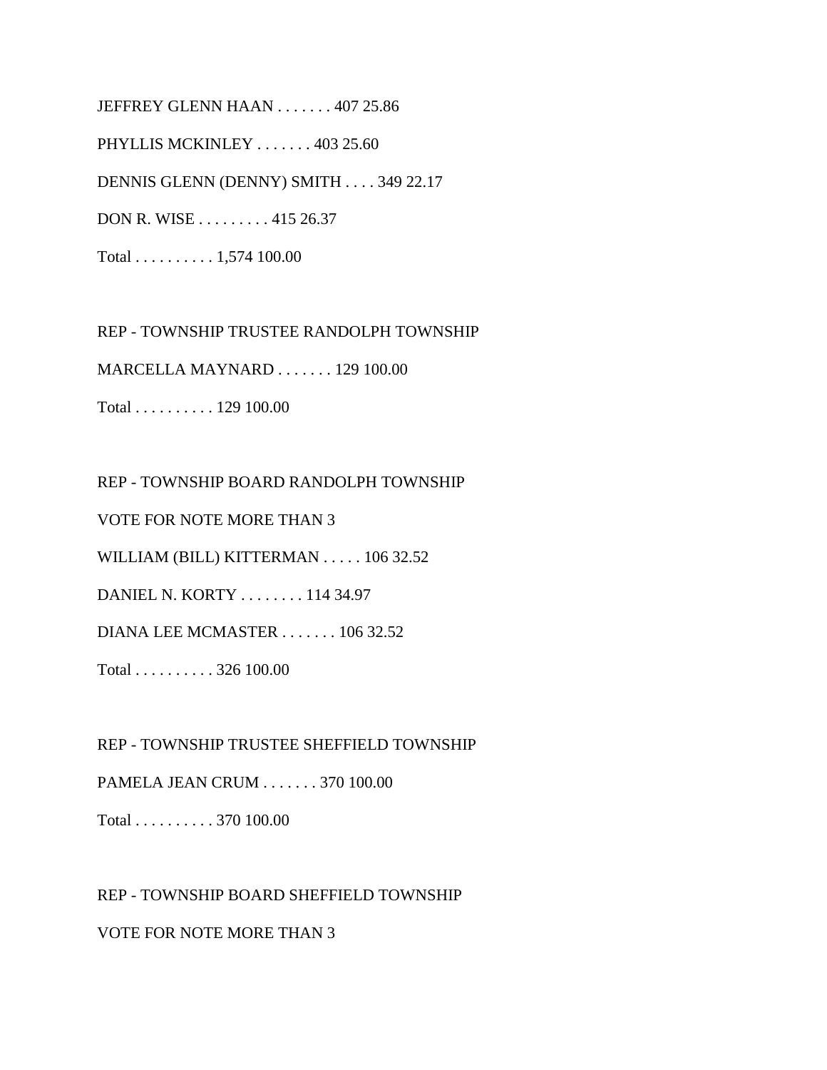JEFFREY GLENN HAAN . . . . . . . 407 25.86

PHYLLIS MCKINLEY . . . . . . . 403 25.60

DENNIS GLENN (DENNY) SMITH . . . . 349 22.17

DON R. WISE . . . . . . . . . 415 26.37

Total . . . . . . . . . . 1,574 100.00

REP - TOWNSHIP TRUSTEE RANDOLPH TOWNSHIP

MARCELLA MAYNARD . . . . . . . 129 100.00

Total . . . . . . . . . . 129 100.00

REP - TOWNSHIP BOARD RANDOLPH TOWNSHIP

VOTE FOR NOTE MORE THAN 3

WILLIAM (BILL) KITTERMAN . . . . . 106 32.52

DANIEL N. KORTY . . . . . . . . 114 34.97

DIANA LEE MCMASTER . . . . . . . 106 32.52

Total . . . . . . . . . . 326 100.00

REP - TOWNSHIP TRUSTEE SHEFFIELD TOWNSHIP

PAMELA JEAN CRUM . . . . . . . 370 100.00

Total . . . . . . . . . . 370 100.00

REP - TOWNSHIP BOARD SHEFFIELD TOWNSHIP

VOTE FOR NOTE MORE THAN 3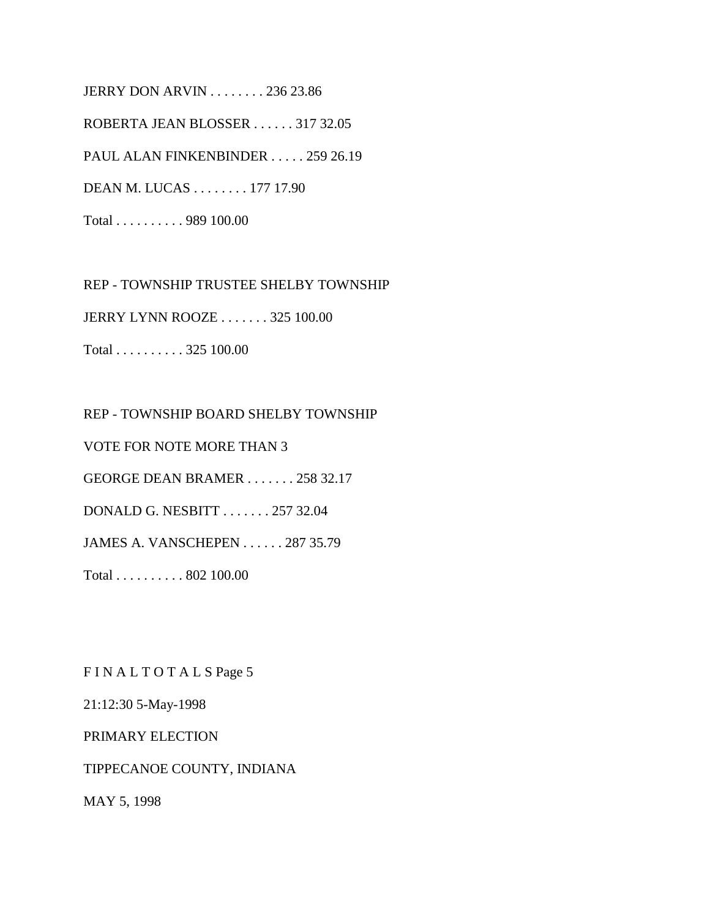JERRY DON ARVIN . . . . . . . . 236 23.86

ROBERTA JEAN BLOSSER . . . . . . 317 32.05

PAUL ALAN FINKENBINDER . . . . . 259 26.19

DEAN M. LUCAS . . . . . . . . 177 17.90

Total . . . . . . . . . . 989 100.00

REP - TOWNSHIP TRUSTEE SHELBY TOWNSHIP

JERRY LYNN ROOZE . . . . . . . 325 100.00

Total . . . . . . . . . . 325 100.00

REP - TOWNSHIP BOARD SHELBY TOWNSHIP

VOTE FOR NOTE MORE THAN 3

GEORGE DEAN BRAMER . . . . . . . 258 32.17

DONALD G. NESBITT . . . . . . . 257 32.04

JAMES A. VANSCHEPEN . . . . . . 287 35.79

Total . . . . . . . . . . 802 100.00

F I N A L T O T A L S Page 5

21:12:30 5-May-1998

PRIMARY ELECTION

TIPPECANOE COUNTY, INDIANA

MAY 5, 1998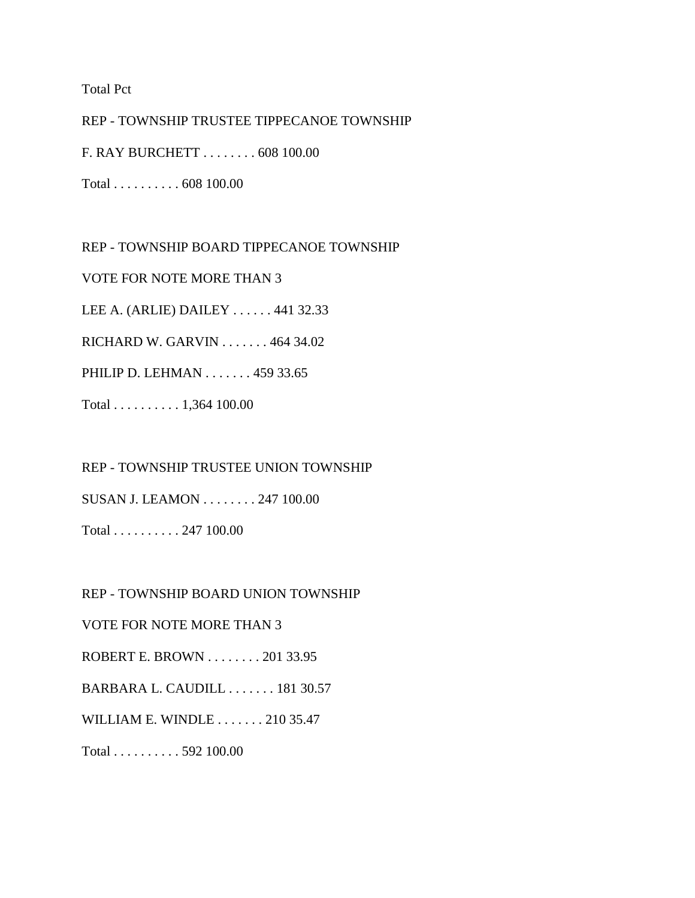Total Pct

REP - TOWNSHIP TRUSTEE TIPPECANOE TOWNSHIP

F. RAY BURCHETT . . . . . . . . 608 100.00

Total . . . . . . . . . . 608 100.00

REP - TOWNSHIP BOARD TIPPECANOE TOWNSHIP

VOTE FOR NOTE MORE THAN 3

LEE A. (ARLIE) DAILEY . . . . . . 441 32.33

RICHARD W. GARVIN . . . . . . . 464 34.02

PHILIP D. LEHMAN . . . . . . . 459 33.65

Total . . . . . . . . . . 1,364 100.00

REP - TOWNSHIP TRUSTEE UNION TOWNSHIP

SUSAN J. LEAMON . . . . . . . . 247 100.00

Total . . . . . . . . . . 247 100.00

REP - TOWNSHIP BOARD UNION TOWNSHIP

VOTE FOR NOTE MORE THAN 3

ROBERT E. BROWN . . . . . . . . 201 33.95

BARBARA L. CAUDILL . . . . . . . 181 30.57

WILLIAM E. WINDLE . . . . . . . 210 35.47

Total . . . . . . . . . . 592 100.00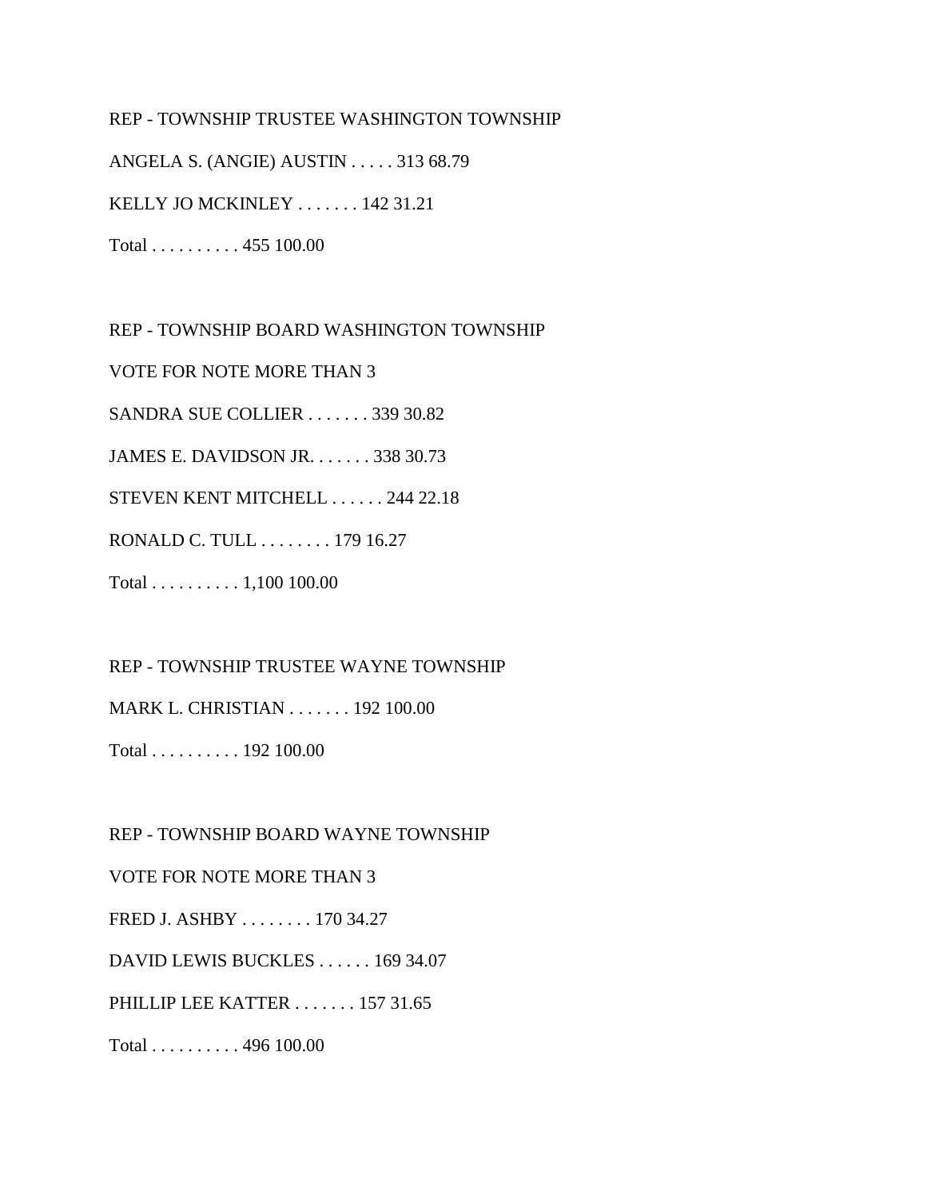REP - TOWNSHIP TRUSTEE WASHINGTON TOWNSHIP

ANGELA S. (ANGIE) AUSTIN . . . . . 313 68.79

KELLY JO MCKINLEY . . . . . . . 142 31.21

Total . . . . . . . . . . 455 100.00

REP - TOWNSHIP BOARD WASHINGTON TOWNSHIP

VOTE FOR NOTE MORE THAN 3

SANDRA SUE COLLIER . . . . . . . 339 30.82

JAMES E. DAVIDSON JR. . . . . . . 338 30.73

STEVEN KENT MITCHELL . . . . . . 244 22.18

RONALD C. TULL . . . . . . . . 179 16.27

Total . . . . . . . . . . 1,100 100.00

REP - TOWNSHIP TRUSTEE WAYNE TOWNSHIP

MARK L. CHRISTIAN . . . . . . . 192 100.00

Total . . . . . . . . . . 192 100.00

REP - TOWNSHIP BOARD WAYNE TOWNSHIP

VOTE FOR NOTE MORE THAN 3

FRED J. ASHBY . . . . . . . . 170 34.27

DAVID LEWIS BUCKLES . . . . . . 169 34.07

PHILLIP LEE KATTER . . . . . . . 157 31.65

Total . . . . . . . . . . 496 100.00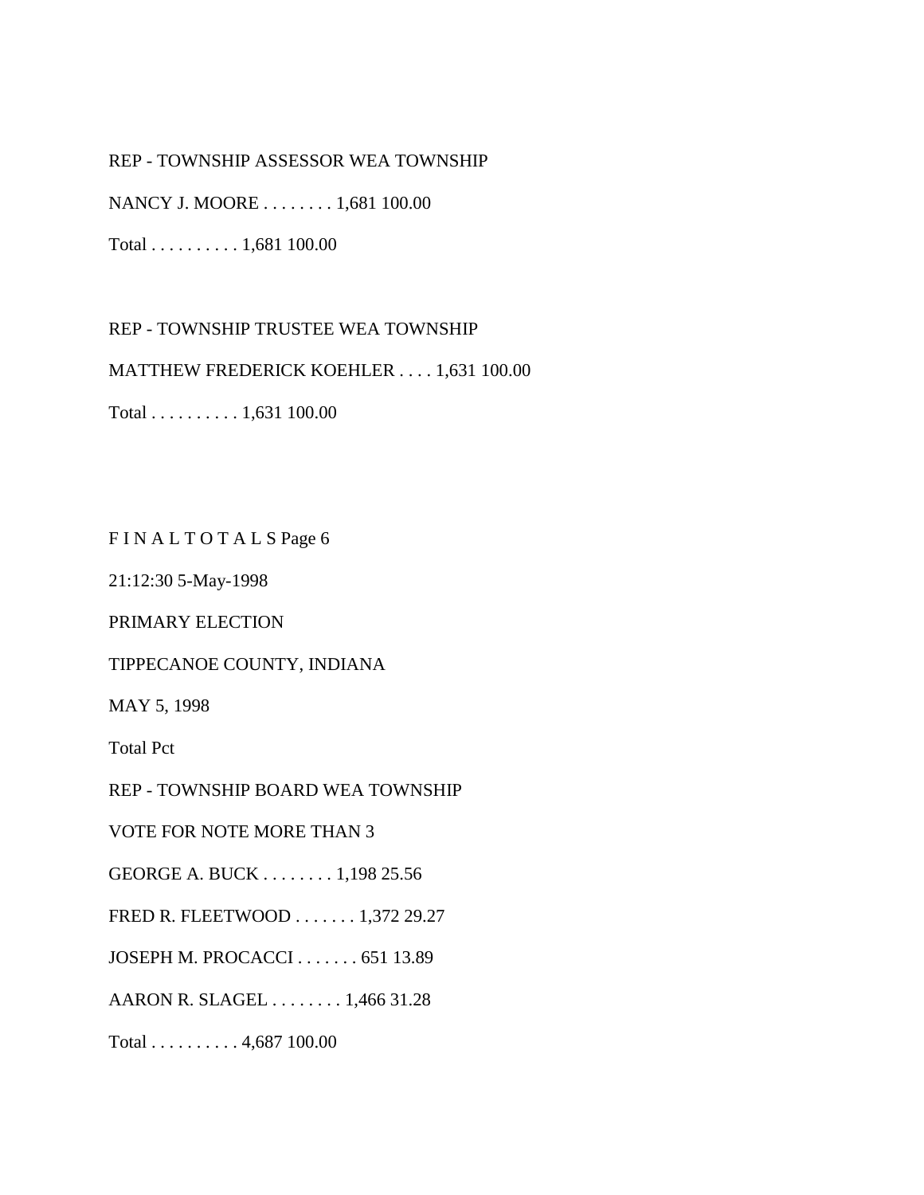REP - TOWNSHIP ASSESSOR WEA TOWNSHIP

NANCY J. MOORE . . . . . . . . 1,681 100.00

Total . . . . . . . . . . 1,681 100.00

REP - TOWNSHIP TRUSTEE WEA TOWNSHIP

MATTHEW FREDERICK KOEHLER . . . . 1,631 100.00

Total . . . . . . . . . . 1,631 100.00

F I N A L T O T A L S Page 6

21:12:30 5-May-1998

PRIMARY ELECTION

TIPPECANOE COUNTY, INDIANA

MAY 5, 1998

Total Pct

REP - TOWNSHIP BOARD WEA TOWNSHIP

VOTE FOR NOTE MORE THAN 3

GEORGE A. BUCK . . . . . . . . 1,198 25.56

FRED R. FLEETWOOD . . . . . . . 1,372 29.27

JOSEPH M. PROCACCI . . . . . . . 651 13.89

AARON R. SLAGEL . . . . . . . . 1,466 31.28

Total . . . . . . . . . . 4,687 100.00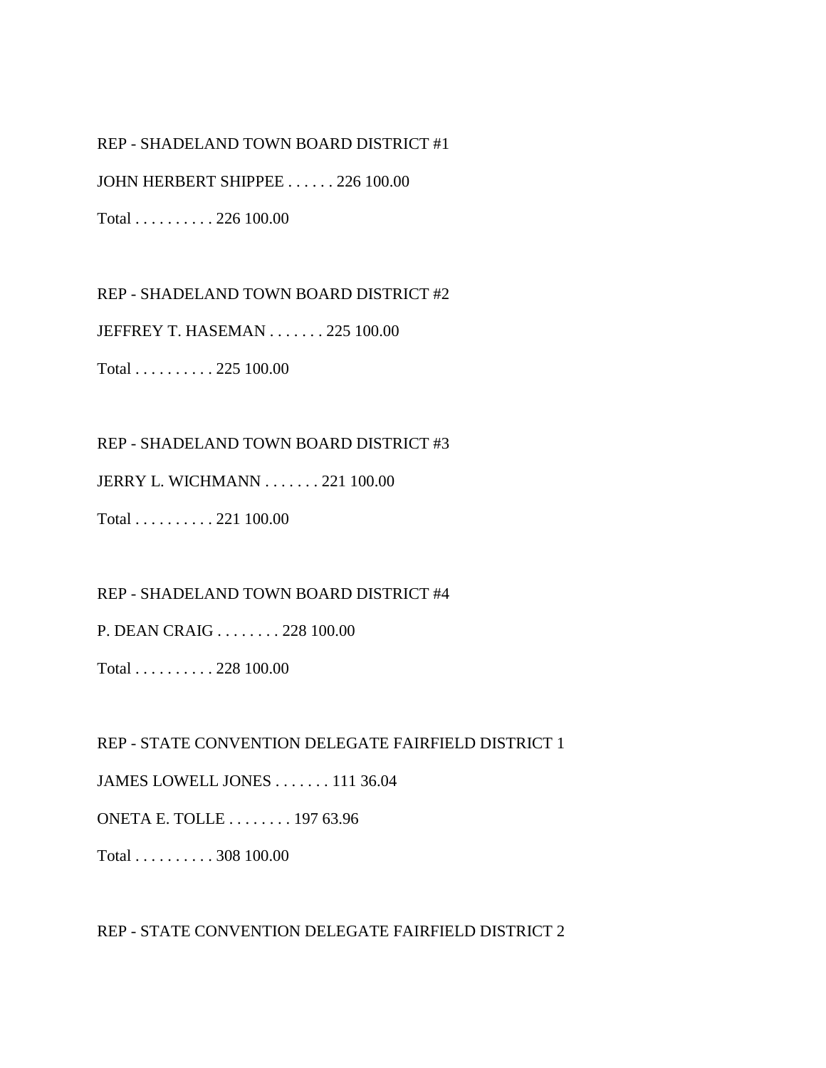REP - SHADELAND TOWN BOARD DISTRICT #1

JOHN HERBERT SHIPPEE . . . . . . 226 100.00

Total . . . . . . . . . . 226 100.00

REP - SHADELAND TOWN BOARD DISTRICT #2

JEFFREY T. HASEMAN . . . . . . . 225 100.00

Total . . . . . . . . . . 225 100.00

REP - SHADELAND TOWN BOARD DISTRICT #3

JERRY L. WICHMANN . . . . . . . 221 100.00

Total . . . . . . . . . . 221 100.00

REP - SHADELAND TOWN BOARD DISTRICT #4

P. DEAN CRAIG . . . . . . . . 228 100.00

Total . . . . . . . . . . 228 100.00

REP - STATE CONVENTION DELEGATE FAIRFIELD DISTRICT 1

JAMES LOWELL JONES . . . . . . . 111 36.04

ONETA E. TOLLE . . . . . . . . 197 63.96

Total . . . . . . . . . . 308 100.00

REP - STATE CONVENTION DELEGATE FAIRFIELD DISTRICT 2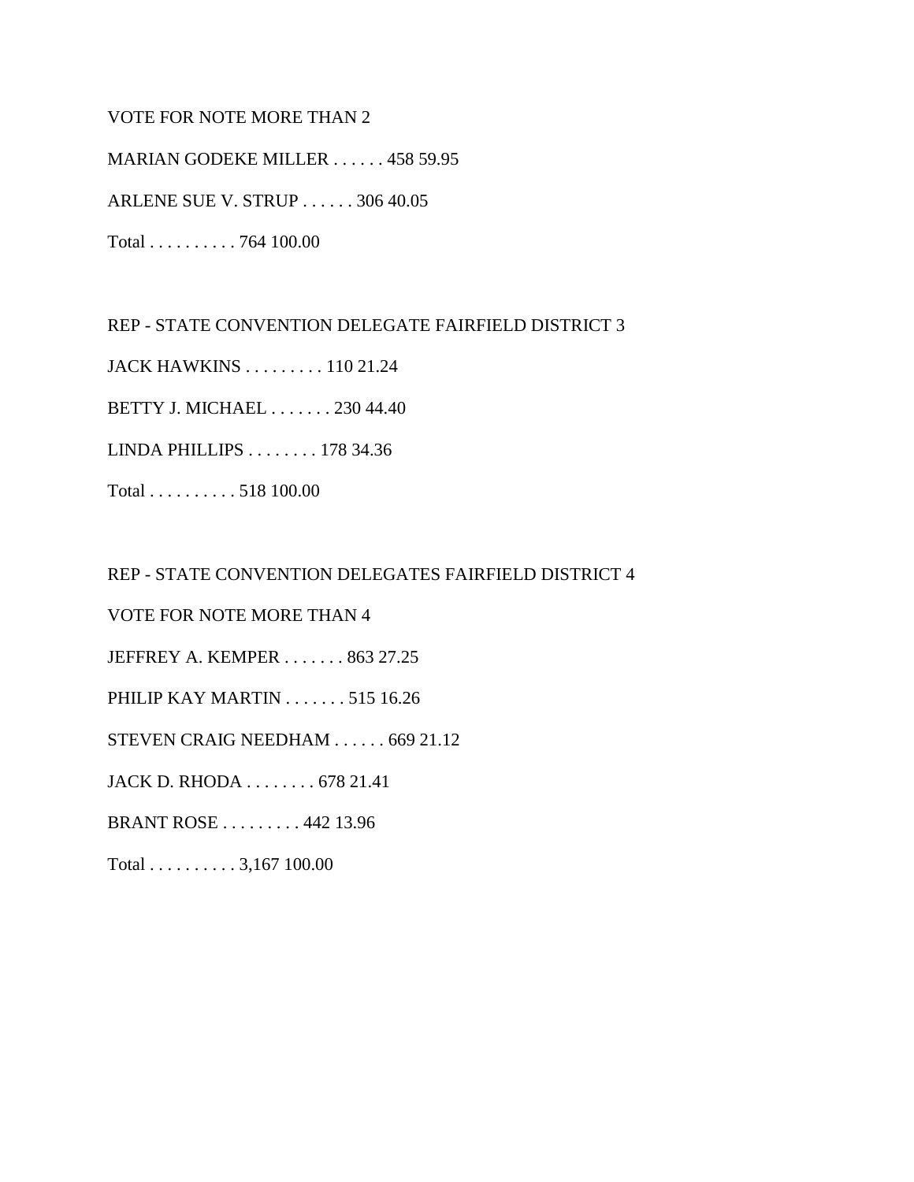VOTE FOR NOTE MORE THAN 2

MARIAN GODEKE MILLER . . . . . . 458 59.95

ARLENE SUE V. STRUP . . . . . . 306 40.05

Total . . . . . . . . . . 764 100.00

REP - STATE CONVENTION DELEGATE FAIRFIELD DISTRICT 3

JACK HAWKINS . . . . . . . . . 110 21.24

BETTY J. MICHAEL . . . . . . . 230 44.40

LINDA PHILLIPS . . . . . . . . 178 34.36

Total . . . . . . . . . . 518 100.00

REP - STATE CONVENTION DELEGATES FAIRFIELD DISTRICT 4

VOTE FOR NOTE MORE THAN 4

JEFFREY A. KEMPER . . . . . . . 863 27.25

PHILIP KAY MARTIN . . . . . . . 515 16.26

STEVEN CRAIG NEEDHAM . . . . . . 669 21.12

JACK D. RHODA . . . . . . . . 678 21.41

BRANT ROSE . . . . . . . . . 442 13.96

Total . . . . . . . . . . 3,167 100.00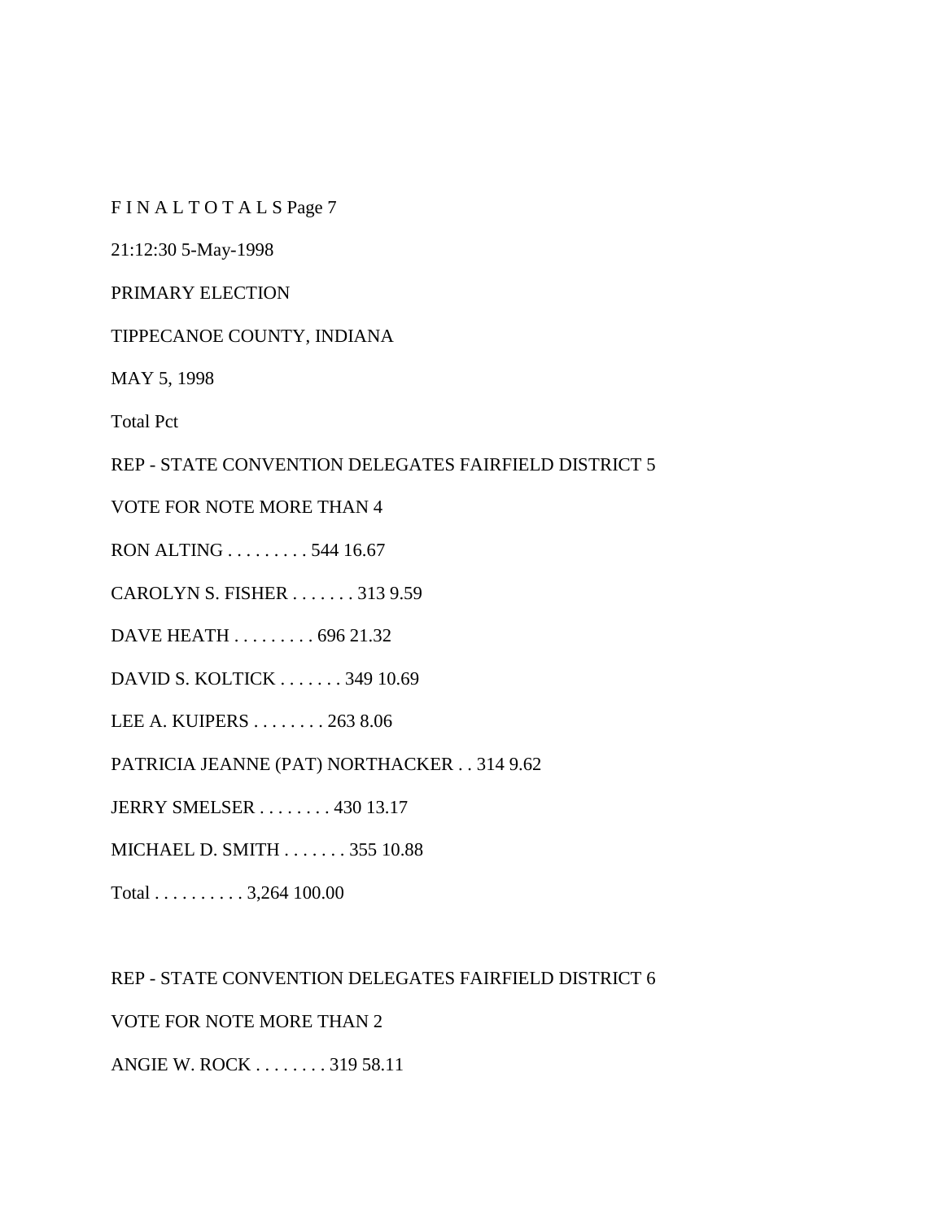F I N A L T O T A L S Page 7

21:12:30 5-May-1998

PRIMARY ELECTION

TIPPECANOE COUNTY, INDIANA

MAY 5, 1998

Total Pct

REP - STATE CONVENTION DELEGATES FAIRFIELD DISTRICT 5

VOTE FOR NOTE MORE THAN 4

RON ALTING . . . . . . . . . 544 16.67

CAROLYN S. FISHER . . . . . . . 313 9.59

DAVE HEATH . . . . . . . . . 696 21.32

DAVID S. KOLTICK . . . . . . . 349 10.69

LEE A. KUIPERS . . . . . . . . 263 8.06

PATRICIA JEANNE (PAT) NORTHACKER . . 314 9.62

JERRY SMELSER . . . . . . . . 430 13.17

MICHAEL D. SMITH . . . . . . . 355 10.88

Total . . . . . . . . . . 3,264 100.00

REP - STATE CONVENTION DELEGATES FAIRFIELD DISTRICT 6

VOTE FOR NOTE MORE THAN 2

ANGIE W. ROCK . . . . . . . . 319 58.11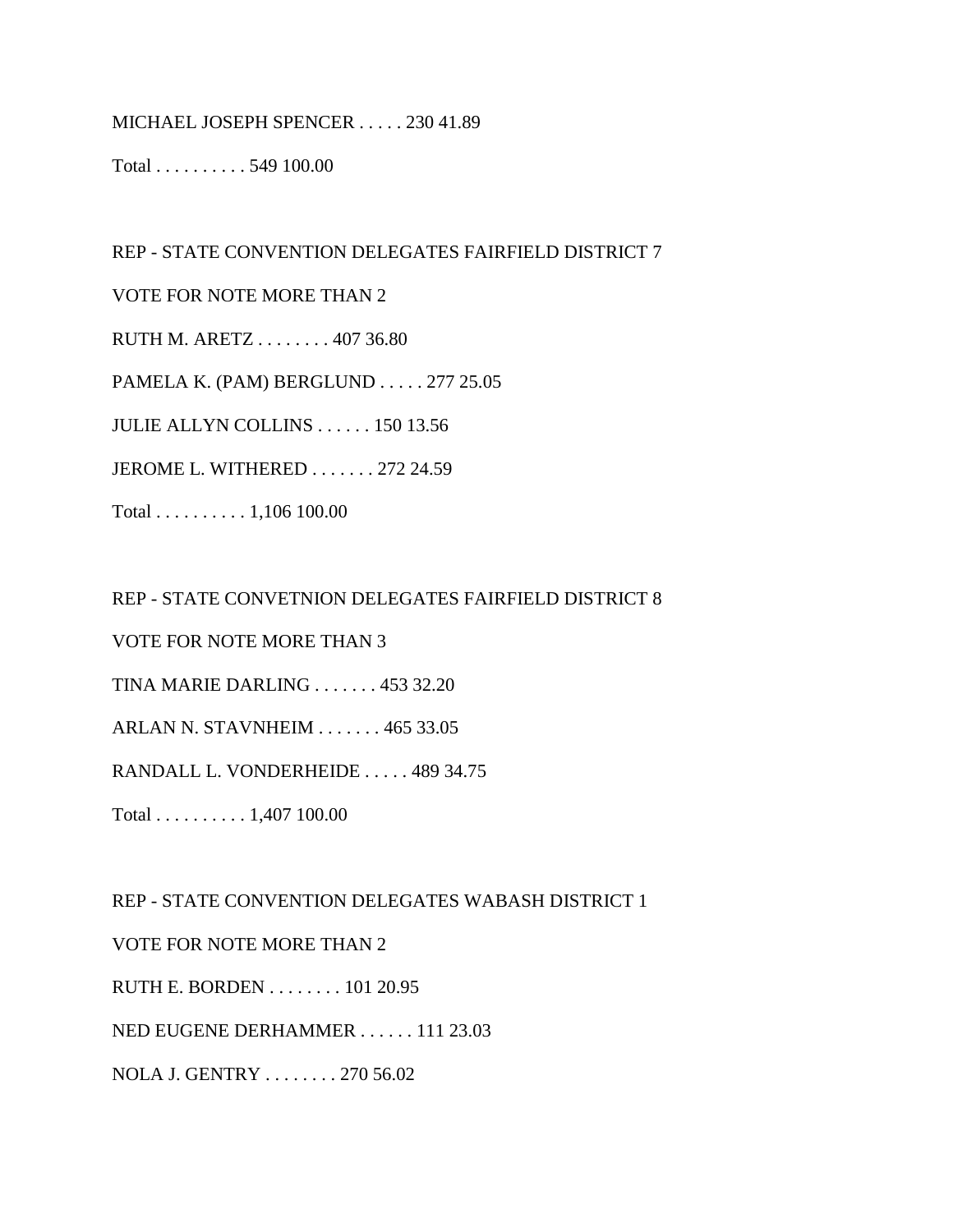MICHAEL JOSEPH SPENCER . . . . . 230 41.89

Total . . . . . . . . . . 549 100.00

REP - STATE CONVENTION DELEGATES FAIRFIELD DISTRICT 7

VOTE FOR NOTE MORE THAN 2

RUTH M. ARETZ . . . . . . . . 407 36.80

PAMELA K. (PAM) BERGLUND . . . . . 277 25.05

JULIE ALLYN COLLINS . . . . . . 150 13.56

JEROME L. WITHERED . . . . . . . 272 24.59

Total . . . . . . . . . . 1,106 100.00

REP - STATE CONVETNION DELEGATES FAIRFIELD DISTRICT 8

VOTE FOR NOTE MORE THAN 3

TINA MARIE DARLING . . . . . . . 453 32.20

ARLAN N. STAVNHEIM . . . . . . . 465 33.05

RANDALL L. VONDERHEIDE . . . . . 489 34.75

Total . . . . . . . . . . 1,407 100.00

REP - STATE CONVENTION DELEGATES WABASH DISTRICT 1

VOTE FOR NOTE MORE THAN 2

RUTH E. BORDEN . . . . . . . . 101 20.95

NED EUGENE DERHAMMER . . . . . . 111 23.03

NOLA J. GENTRY . . . . . . . . 270 56.02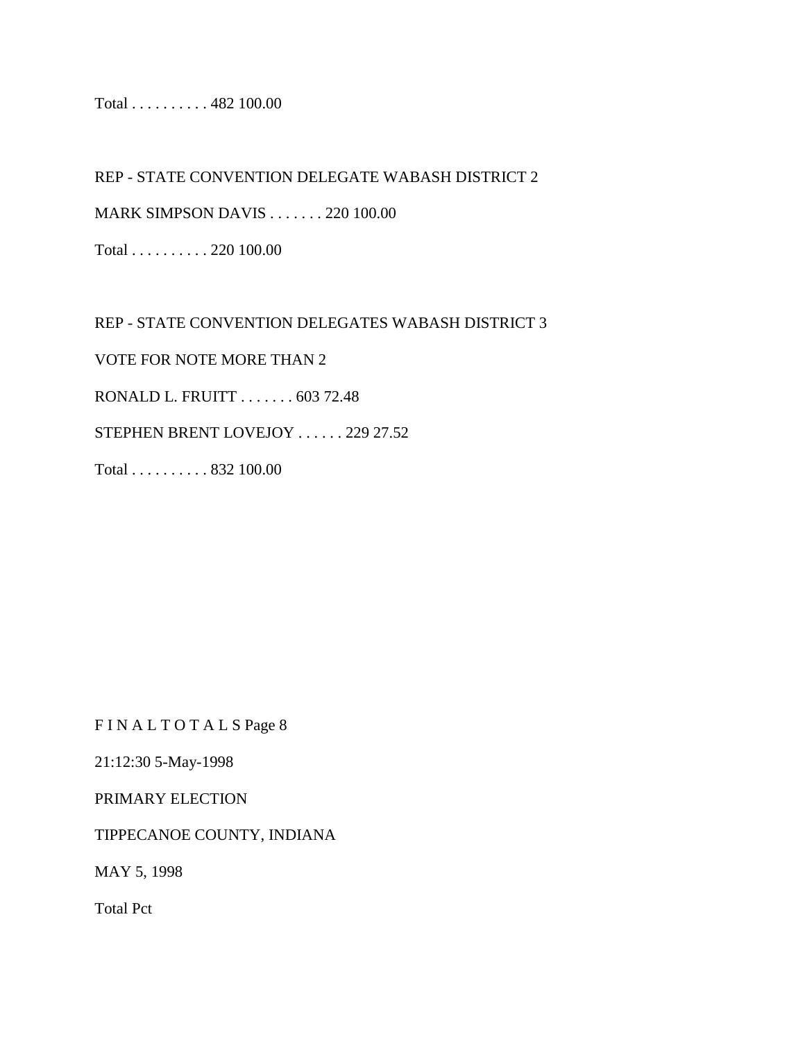Total . . . . . . . . . . 482 100.00

REP - STATE CONVENTION DELEGATE WABASH DISTRICT 2

MARK SIMPSON DAVIS . . . . . . . 220 100.00

Total . . . . . . . . . . 220 100.00

REP - STATE CONVENTION DELEGATES WABASH DISTRICT 3

VOTE FOR NOTE MORE THAN 2

RONALD L. FRUITT . . . . . . . 603 72.48

STEPHEN BRENT LOVEJOY . . . . . . 229 27.52

Total . . . . . . . . . . 832 100.00

F I N A L T O T A L S Page 8

21:12:30 5-May-1998

PRIMARY ELECTION

TIPPECANOE COUNTY, INDIANA

MAY 5, 1998

Total Pct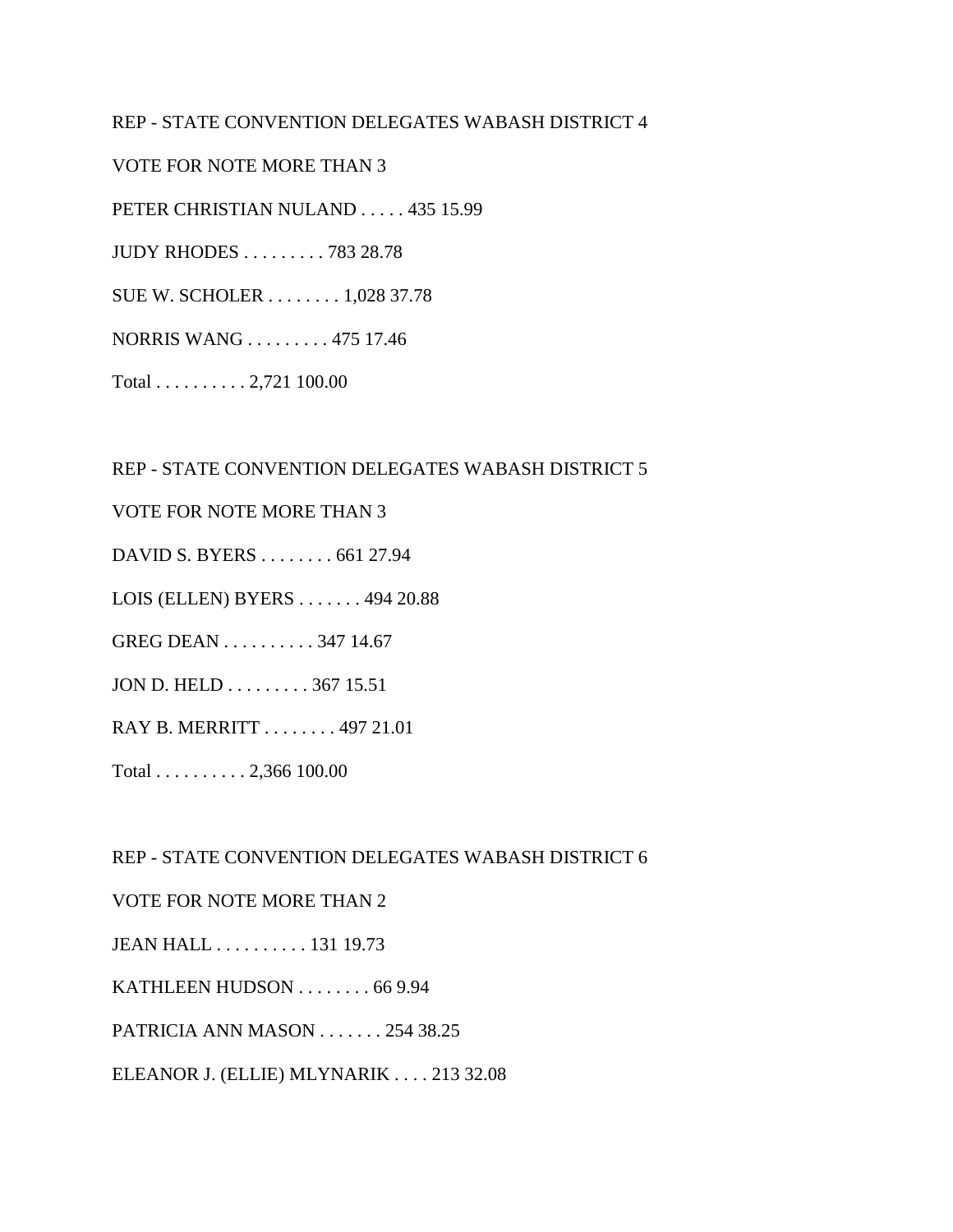REP - STATE CONVENTION DELEGATES WABASH DISTRICT 4

VOTE FOR NOTE MORE THAN 3

PETER CHRISTIAN NULAND . . . . . 435 15.99

JUDY RHODES . . . . . . . . . 783 28.78

SUE W. SCHOLER . . . . . . . . 1,028 37.78

NORRIS WANG . . . . . . . . . 475 17.46

Total . . . . . . . . . . 2,721 100.00

REP - STATE CONVENTION DELEGATES WABASH DISTRICT 5

VOTE FOR NOTE MORE THAN 3

DAVID S. BYERS . . . . . . . . 661 27.94

LOIS (ELLEN) BYERS . . . . . . . 494 20.88

GREG DEAN . . . . . . . . . . 347 14.67

JON D. HELD . . . . . . . . . 367 15.51

RAY B. MERRITT . . . . . . . . 497 21.01

Total . . . . . . . . . . 2,366 100.00

REP - STATE CONVENTION DELEGATES WABASH DISTRICT 6

VOTE FOR NOTE MORE THAN 2

JEAN HALL . . . . . . . . . . 131 19.73

KATHLEEN HUDSON . . . . . . . . 66 9.94

PATRICIA ANN MASON . . . . . . . 254 38.25

ELEANOR J. (ELLIE) MLYNARIK . . . . 213 32.08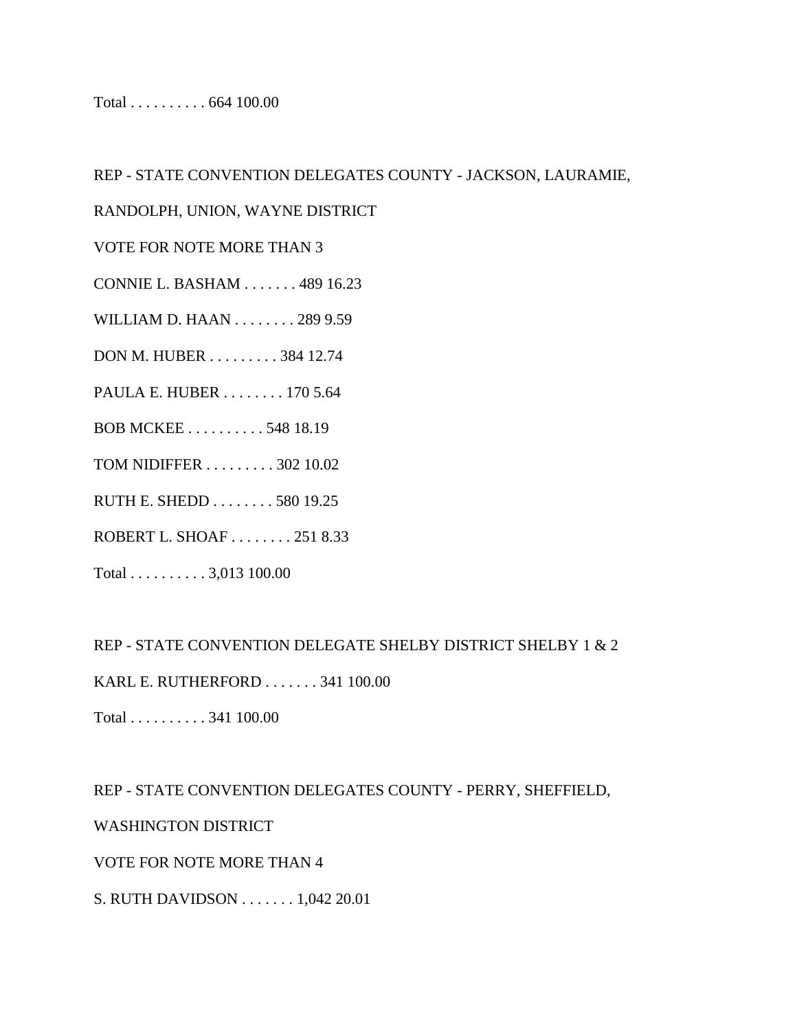Total . . . . . . . . . . 664 100.00

REP - STATE CONVENTION DELEGATES COUNTY - JACKSON, LAURAMIE,

RANDOLPH, UNION, WAYNE DISTRICT

VOTE FOR NOTE MORE THAN 3

CONNIE L. BASHAM . . . . . . . 489 16.23

WILLIAM D. HAAN . . . . . . . . 289 9.59

DON M. HUBER . . . . . . . . . 384 12.74

PAULA E. HUBER . . . . . . . . 170 5.64

BOB MCKEE . . . . . . . . . . 548 18.19

TOM NIDIFFER . . . . . . . . . 302 10.02

RUTH E. SHEDD . . . . . . . . 580 19.25

ROBERT L. SHOAF . . . . . . . . 251 8.33

Total . . . . . . . . . . 3,013 100.00

REP - STATE CONVENTION DELEGATE SHELBY DISTRICT SHELBY 1 & 2

KARL E. RUTHERFORD . . . . . . . 341 100.00

Total . . . . . . . . . . 341 100.00

REP - STATE CONVENTION DELEGATES COUNTY - PERRY, SHEFFIELD,

WASHINGTON DISTRICT

VOTE FOR NOTE MORE THAN 4

S. RUTH DAVIDSON . . . . . . . 1,042 20.01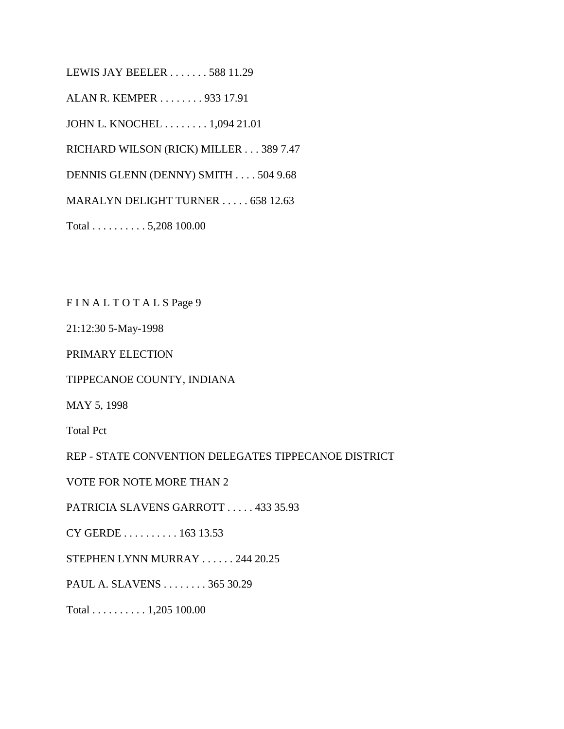LEWIS JAY BEELER . . . . . . . 588 11.29

ALAN R. KEMPER . . . . . . . . 933 17.91

JOHN L. KNOCHEL . . . . . . . . 1,094 21.01

RICHARD WILSON (RICK) MILLER . . . 389 7.47

DENNIS GLENN (DENNY) SMITH . . . . 504 9.68

MARALYN DELIGHT TURNER . . . . . 658 12.63

Total . . . . . . . . . . 5,208 100.00

F I N A L T O T A L S Page 9

21:12:30 5-May-1998

PRIMARY ELECTION

TIPPECANOE COUNTY, INDIANA

MAY 5, 1998

Total Pct

REP - STATE CONVENTION DELEGATES TIPPECANOE DISTRICT

VOTE FOR NOTE MORE THAN 2

PATRICIA SLAVENS GARROTT . . . . . 433 35.93

CY GERDE . . . . . . . . . . 163 13.53

STEPHEN LYNN MURRAY . . . . . . 244 20.25

PAUL A. SLAVENS . . . . . . . . 365 30.29

Total . . . . . . . . . . 1,205 100.00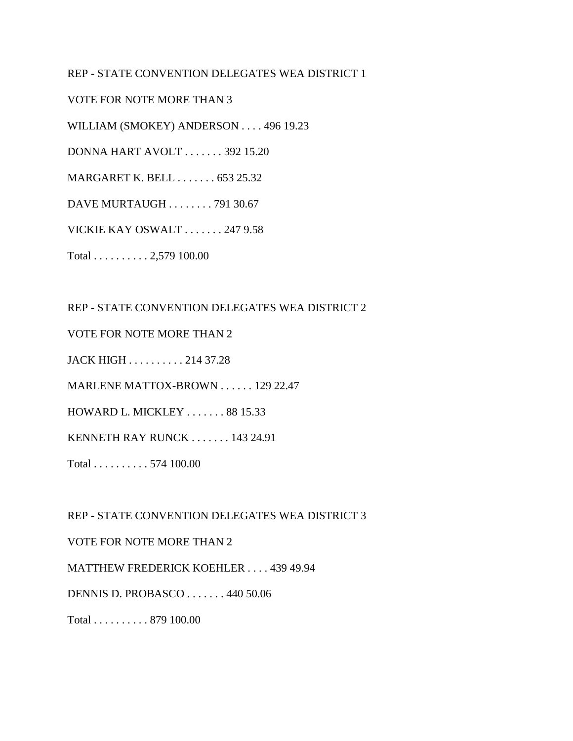REP - STATE CONVENTION DELEGATES WEA DISTRICT 1

VOTE FOR NOTE MORE THAN 3

WILLIAM (SMOKEY) ANDERSON . . . . 496 19.23

DONNA HART AVOLT . . . . . . . 392 15.20

MARGARET K. BELL . . . . . . . 653 25.32

DAVE MURTAUGH . . . . . . . . 791 30.67

VICKIE KAY OSWALT . . . . . . . 247 9.58

Total . . . . . . . . . . 2,579 100.00

REP - STATE CONVENTION DELEGATES WEA DISTRICT 2

VOTE FOR NOTE MORE THAN 2

JACK HIGH . . . . . . . . . . 214 37.28

MARLENE MATTOX-BROWN . . . . . . 129 22.47

HOWARD L. MICKLEY . . . . . . . 88 15.33

KENNETH RAY RUNCK . . . . . . . 143 24.91

Total . . . . . . . . . . 574 100.00

REP - STATE CONVENTION DELEGATES WEA DISTRICT 3

VOTE FOR NOTE MORE THAN 2

MATTHEW FREDERICK KOEHLER . . . . 439 49.94

DENNIS D. PROBASCO . . . . . . . 440 50.06

Total . . . . . . . . . . 879 100.00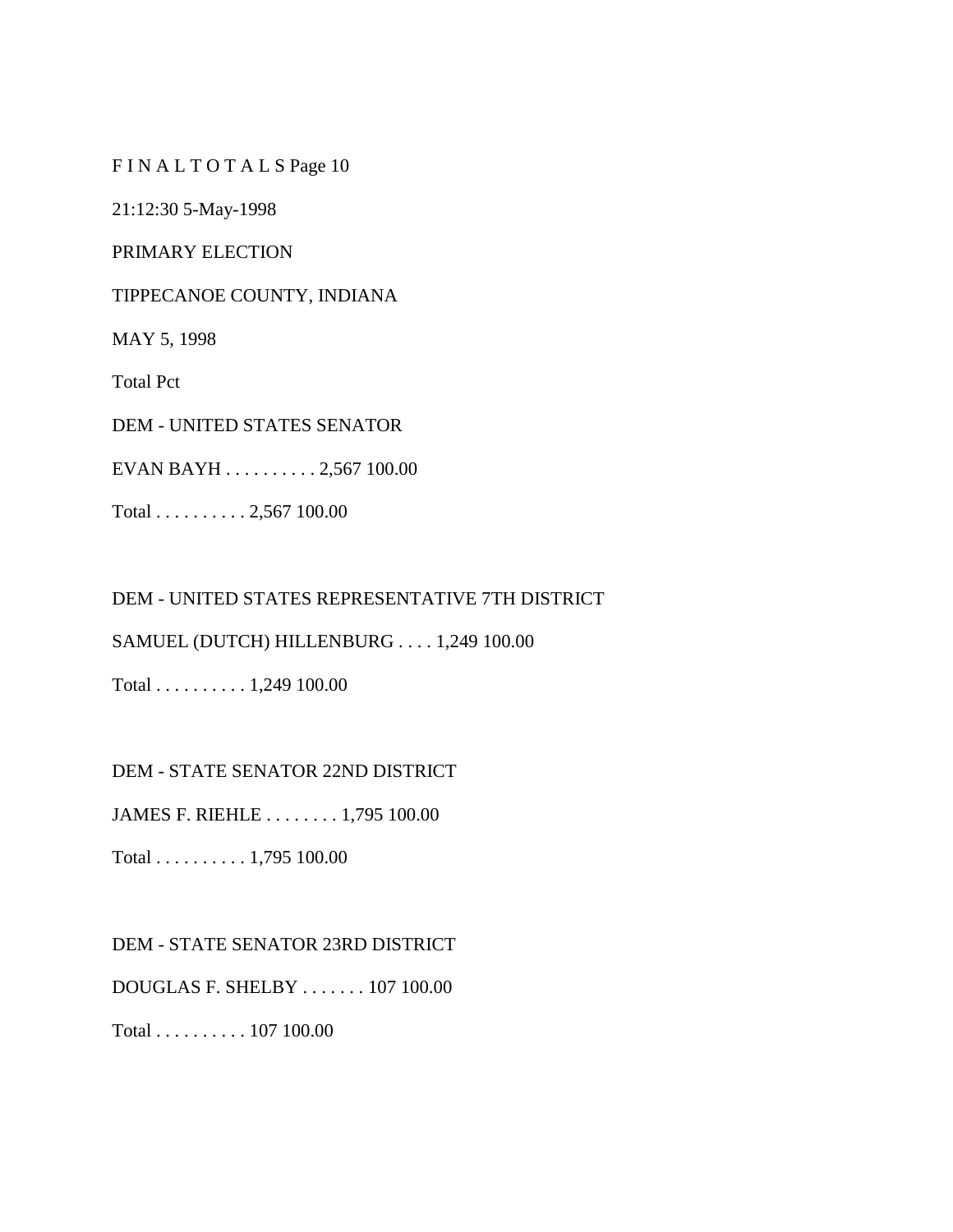F I N A L T O T A L S Page 10

21:12:30 5-May-1998

PRIMARY ELECTION

TIPPECANOE COUNTY, INDIANA

MAY 5, 1998

Total Pct

DEM - UNITED STATES SENATOR

EVAN BAYH . . . . . . . . . . 2,567 100.00

Total . . . . . . . . . . 2,567 100.00

DEM - UNITED STATES REPRESENTATIVE 7TH DISTRICT

SAMUEL (DUTCH) HILLENBURG . . . . 1,249 100.00

Total . . . . . . . . . . 1,249 100.00

DEM - STATE SENATOR 22ND DISTRICT

JAMES F. RIEHLE . . . . . . . . 1,795 100.00

Total . . . . . . . . . . 1,795 100.00

DEM - STATE SENATOR 23RD DISTRICT

DOUGLAS F. SHELBY . . . . . . . 107 100.00

Total . . . . . . . . . . 107 100.00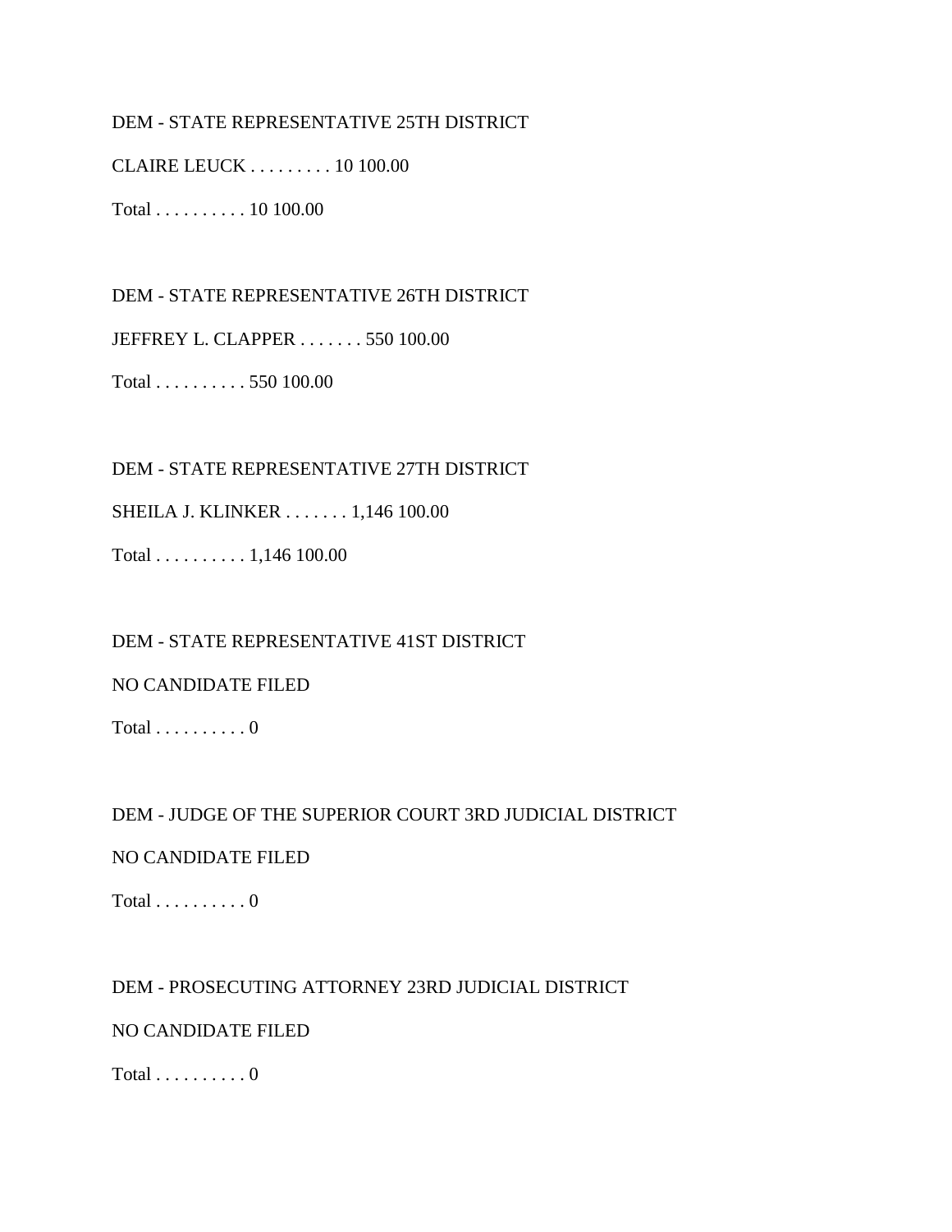DEM - STATE REPRESENTATIVE 25TH DISTRICT

CLAIRE LEUCK . . . . . . . . . 10 100.00

Total . . . . . . . . . . 10 100.00

DEM - STATE REPRESENTATIVE 26TH DISTRICT

JEFFREY L. CLAPPER . . . . . . . 550 100.00

Total . . . . . . . . . . 550 100.00

DEM - STATE REPRESENTATIVE 27TH DISTRICT

SHEILA J. KLINKER . . . . . . . 1,146 100.00

Total . . . . . . . . . . 1,146 100.00

DEM - STATE REPRESENTATIVE 41ST DISTRICT

NO CANDIDATE FILED

Total . . . . . . . . . . 0

DEM - JUDGE OF THE SUPERIOR COURT 3RD JUDICIAL DISTRICT

NO CANDIDATE FILED

Total . . . . . . . . . . 0

DEM - PROSECUTING ATTORNEY 23RD JUDICIAL DISTRICT

NO CANDIDATE FILED

Total . . . . . . . . . . 0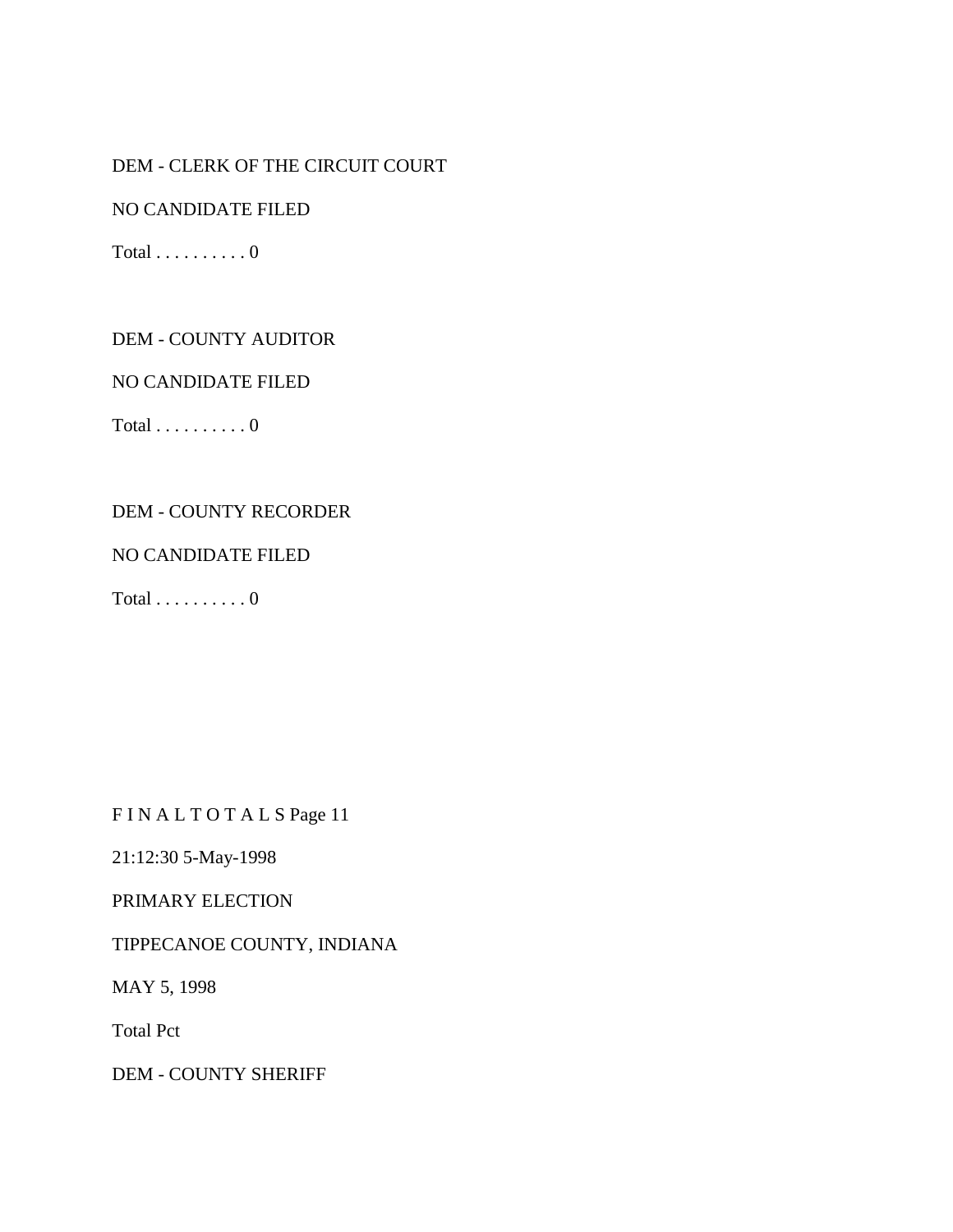DEM - CLERK OF THE CIRCUIT COURT

NO CANDIDATE FILED

Total . . . . . . . . . . 0

DEM - COUNTY AUDITOR

NO CANDIDATE FILED

Total . . . . . . . . . . 0

DEM - COUNTY RECORDER

NO CANDIDATE FILED

Total . . . . . . . . . . 0

F I N A L T O T A L S Page 11

21:12:30 5-May-1998

PRIMARY ELECTION

TIPPECANOE COUNTY, INDIANA

MAY 5, 1998

Total Pct

DEM - COUNTY SHERIFF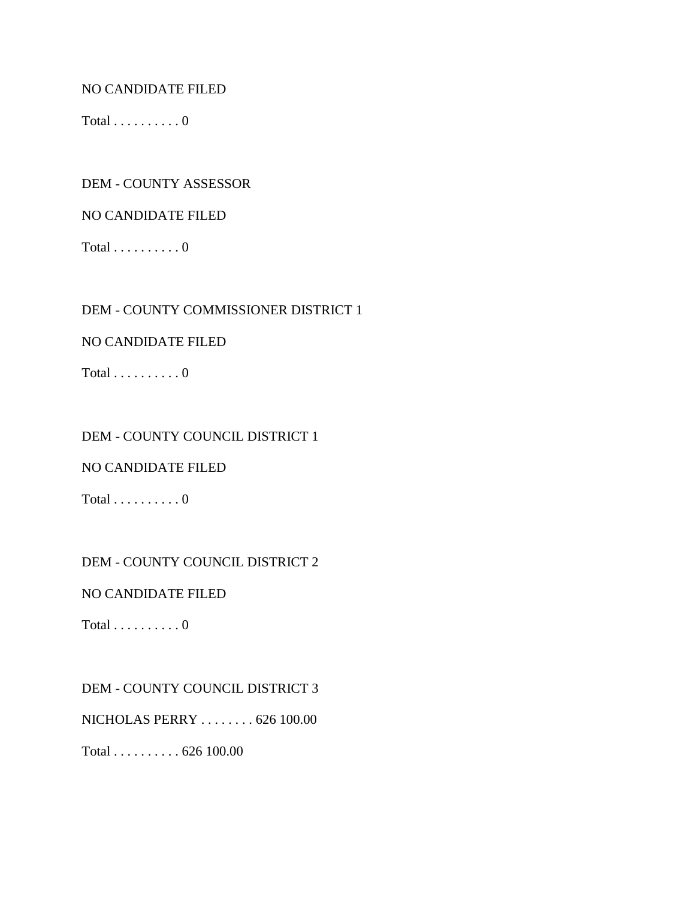NO CANDIDATE FILED

Total . . . . . . . . . . 0

DEM - COUNTY ASSESSOR

NO CANDIDATE FILED

Total . . . . . . . . . . 0

DEM - COUNTY COMMISSIONER DISTRICT 1

NO CANDIDATE FILED

Total . . . . . . . . . . 0

DEM - COUNTY COUNCIL DISTRICT 1

NO CANDIDATE FILED

Total . . . . . . . . . . 0

DEM - COUNTY COUNCIL DISTRICT 2

NO CANDIDATE FILED

Total . . . . . . . . . . 0

DEM - COUNTY COUNCIL DISTRICT 3

NICHOLAS PERRY . . . . . . . . 626 100.00

Total . . . . . . . . . . 626 100.00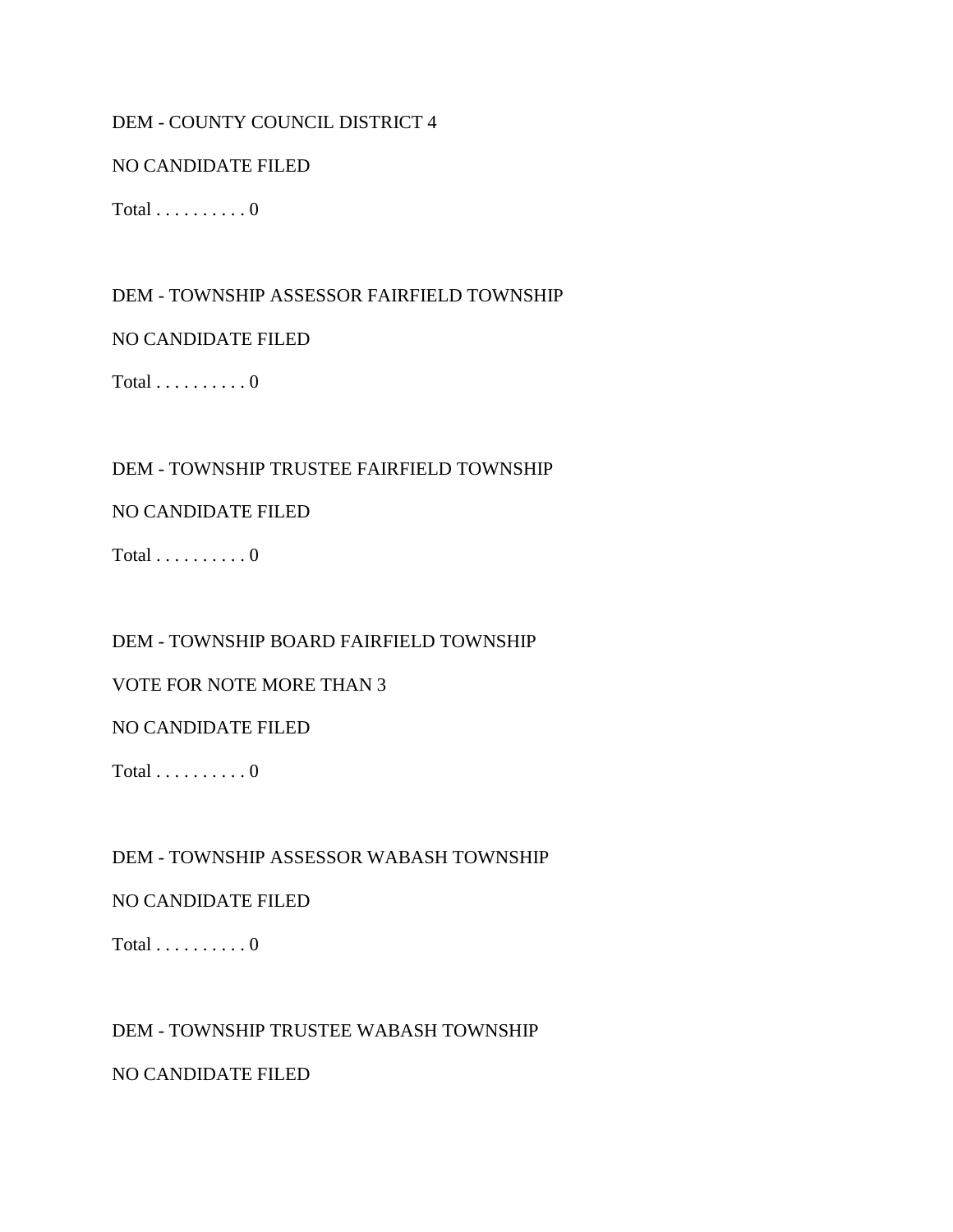DEM - COUNTY COUNCIL DISTRICT 4

NO CANDIDATE FILED

Total . . . . . . . . . . 0

DEM - TOWNSHIP ASSESSOR FAIRFIELD TOWNSHIP

NO CANDIDATE FILED

Total . . . . . . . . . . 0

DEM - TOWNSHIP TRUSTEE FAIRFIELD TOWNSHIP

NO CANDIDATE FILED

Total . . . . . . . . . . 0

DEM - TOWNSHIP BOARD FAIRFIELD TOWNSHIP

VOTE FOR NOTE MORE THAN 3

NO CANDIDATE FILED

Total . . . . . . . . . . 0

DEM - TOWNSHIP ASSESSOR WABASH TOWNSHIP

NO CANDIDATE FILED

Total . . . . . . . . . . 0

DEM - TOWNSHIP TRUSTEE WABASH TOWNSHIP

NO CANDIDATE FILED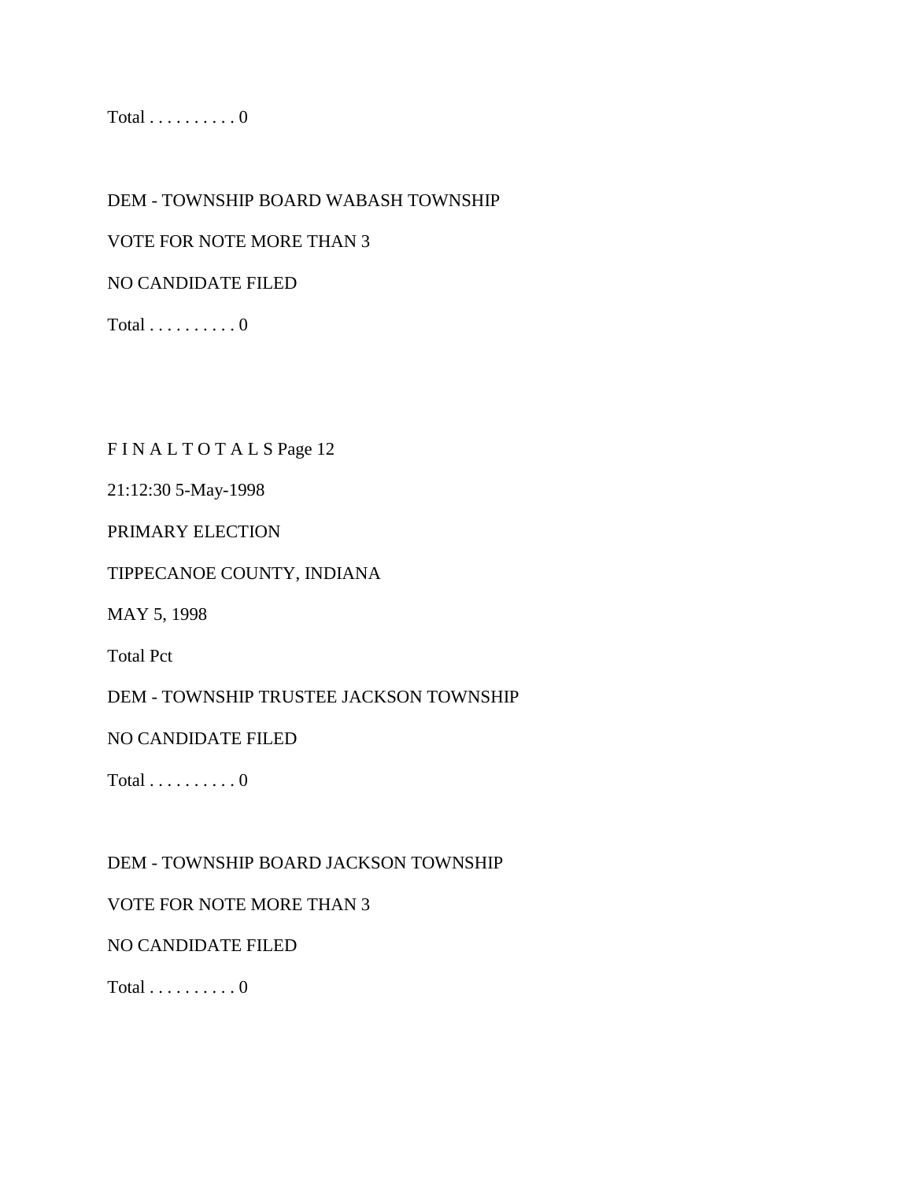Total . . . . . . . . . . 0

DEM - TOWNSHIP BOARD WABASH TOWNSHIP

VOTE FOR NOTE MORE THAN 3

NO CANDIDATE FILED

Total . . . . . . . . . . 0

F I N A L T O T A L S Page 12

21:12:30 5-May-1998

PRIMARY ELECTION

TIPPECANOE COUNTY, INDIANA

MAY 5, 1998

Total Pct

DEM - TOWNSHIP TRUSTEE JACKSON TOWNSHIP

NO CANDIDATE FILED

Total . . . . . . . . . . 0

DEM - TOWNSHIP BOARD JACKSON TOWNSHIP

VOTE FOR NOTE MORE THAN 3

NO CANDIDATE FILED

Total . . . . . . . . . . 0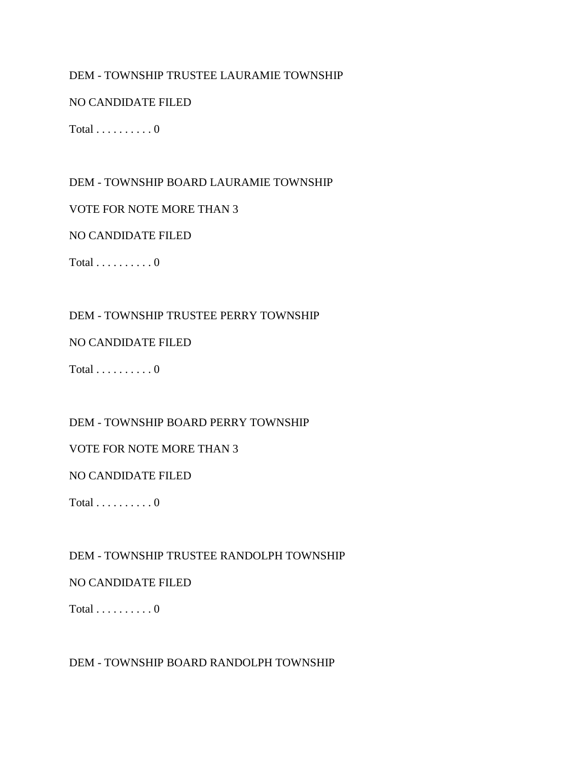DEM - TOWNSHIP TRUSTEE LAURAMIE TOWNSHIP

NO CANDIDATE FILED

Total . . . . . . . . . . 0

DEM - TOWNSHIP BOARD LAURAMIE TOWNSHIP

VOTE FOR NOTE MORE THAN 3

NO CANDIDATE FILED

Total . . . . . . . . . . 0

DEM - TOWNSHIP TRUSTEE PERRY TOWNSHIP

NO CANDIDATE FILED

Total . . . . . . . . . . 0

DEM - TOWNSHIP BOARD PERRY TOWNSHIP

VOTE FOR NOTE MORE THAN 3

NO CANDIDATE FILED

Total . . . . . . . . . . 0

DEM - TOWNSHIP TRUSTEE RANDOLPH TOWNSHIP

NO CANDIDATE FILED

Total . . . . . . . . . . 0

DEM - TOWNSHIP BOARD RANDOLPH TOWNSHIP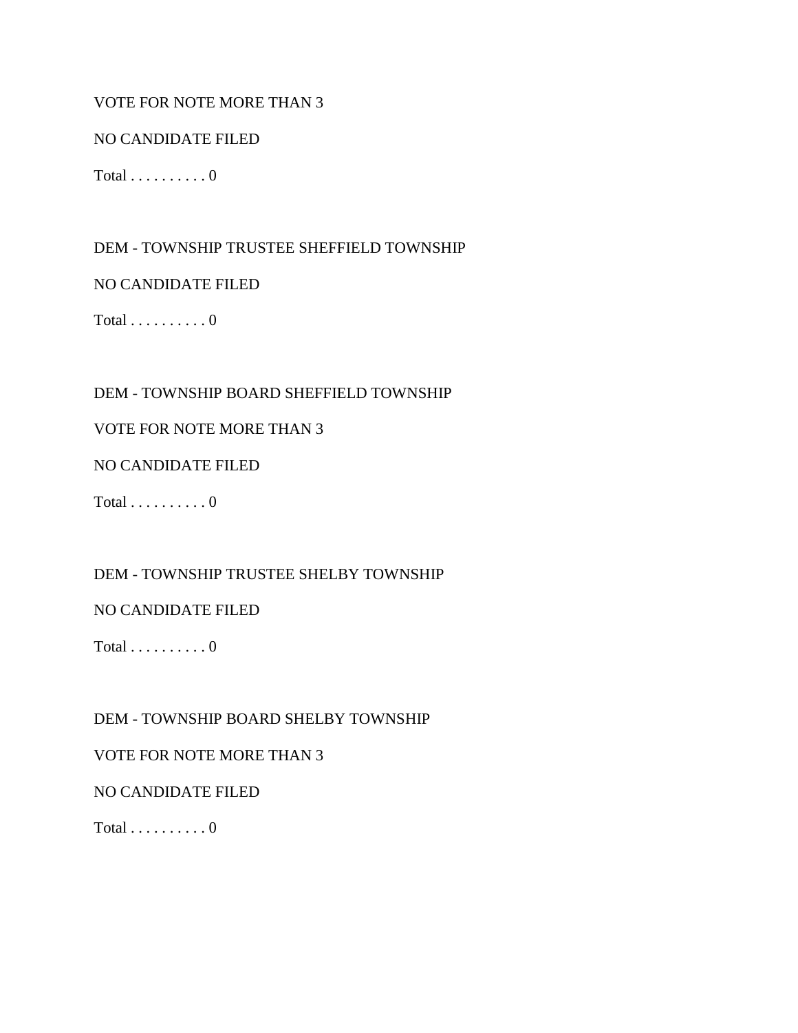VOTE FOR NOTE MORE THAN 3

NO CANDIDATE FILED

Total . . . . . . . . . . 0

DEM - TOWNSHIP TRUSTEE SHEFFIELD TOWNSHIP

NO CANDIDATE FILED

Total . . . . . . . . . . 0

DEM - TOWNSHIP BOARD SHEFFIELD TOWNSHIP

VOTE FOR NOTE MORE THAN 3

NO CANDIDATE FILED

Total . . . . . . . . . . 0

DEM - TOWNSHIP TRUSTEE SHELBY TOWNSHIP

NO CANDIDATE FILED

Total . . . . . . . . . . 0

DEM - TOWNSHIP BOARD SHELBY TOWNSHIP

VOTE FOR NOTE MORE THAN 3

NO CANDIDATE FILED

Total . . . . . . . . . . 0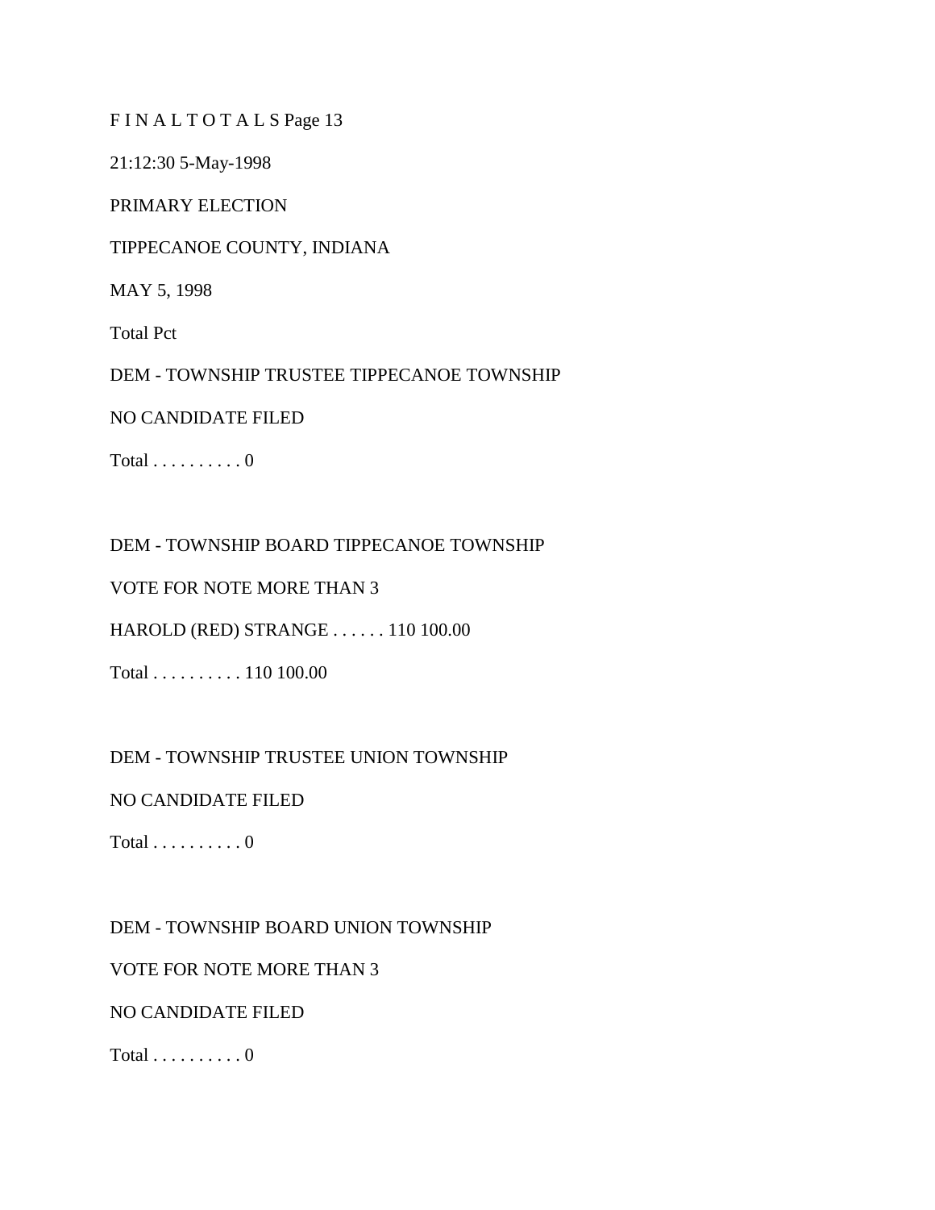F I N A L T O T A L S Page 13

21:12:30 5-May-1998

PRIMARY ELECTION

TIPPECANOE COUNTY, INDIANA

MAY 5, 1998

Total Pct

DEM - TOWNSHIP TRUSTEE TIPPECANOE TOWNSHIP

NO CANDIDATE FILED

Total . . . . . . . . . . 0

DEM - TOWNSHIP BOARD TIPPECANOE TOWNSHIP

VOTE FOR NOTE MORE THAN 3

HAROLD (RED) STRANGE . . . . . . 110 100.00

Total . . . . . . . . . . 110 100.00

DEM - TOWNSHIP TRUSTEE UNION TOWNSHIP

NO CANDIDATE FILED

Total . . . . . . . . . . 0

DEM - TOWNSHIP BOARD UNION TOWNSHIP

VOTE FOR NOTE MORE THAN 3

NO CANDIDATE FILED

Total . . . . . . . . . . 0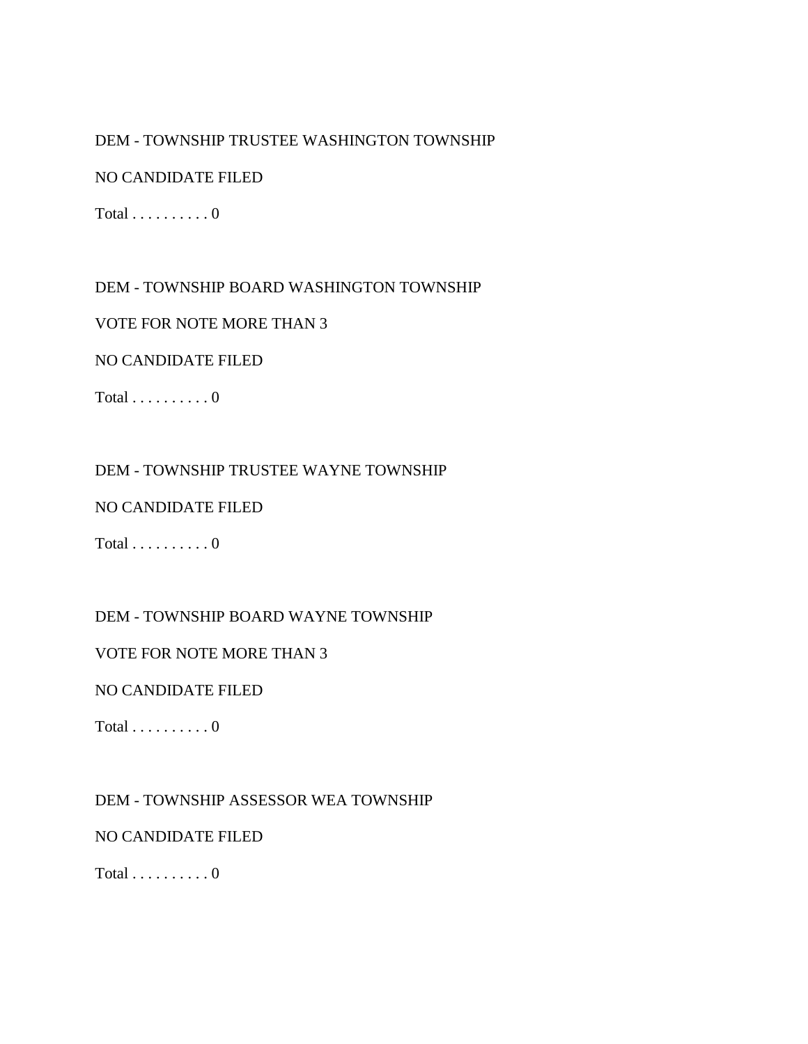DEM - TOWNSHIP TRUSTEE WASHINGTON TOWNSHIP

NO CANDIDATE FILED

Total . . . . . . . . . . 0

DEM - TOWNSHIP BOARD WASHINGTON TOWNSHIP

VOTE FOR NOTE MORE THAN 3

NO CANDIDATE FILED

Total . . . . . . . . . . 0

DEM - TOWNSHIP TRUSTEE WAYNE TOWNSHIP

NO CANDIDATE FILED

Total . . . . . . . . . . 0

DEM - TOWNSHIP BOARD WAYNE TOWNSHIP

VOTE FOR NOTE MORE THAN 3

NO CANDIDATE FILED

Total . . . . . . . . . . 0

DEM - TOWNSHIP ASSESSOR WEA TOWNSHIP

NO CANDIDATE FILED

Total . . . . . . . . . . 0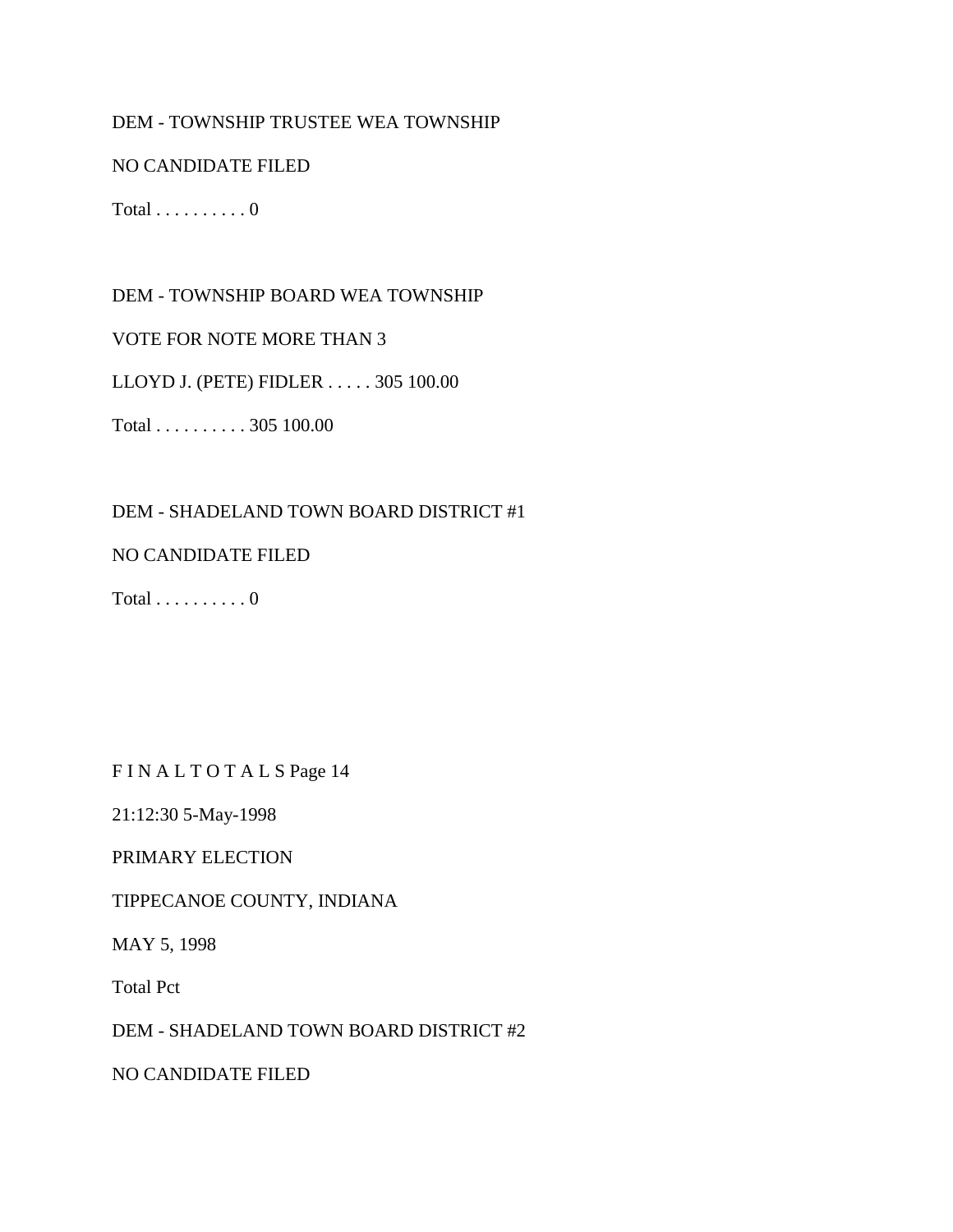DEM - TOWNSHIP TRUSTEE WEA TOWNSHIP

NO CANDIDATE FILED

Total . . . . . . . . . . 0

DEM - TOWNSHIP BOARD WEA TOWNSHIP

VOTE FOR NOTE MORE THAN 3

LLOYD J. (PETE) FIDLER . . . . . 305 100.00

Total . . . . . . . . . . 305 100.00

DEM - SHADELAND TOWN BOARD DISTRICT #1

NO CANDIDATE FILED

Total . . . . . . . . . . 0

F I N A L T O T A L S Page 14

21:12:30 5-May-1998

PRIMARY ELECTION

TIPPECANOE COUNTY, INDIANA

MAY 5, 1998

Total Pct

DEM - SHADELAND TOWN BOARD DISTRICT #2

NO CANDIDATE FILED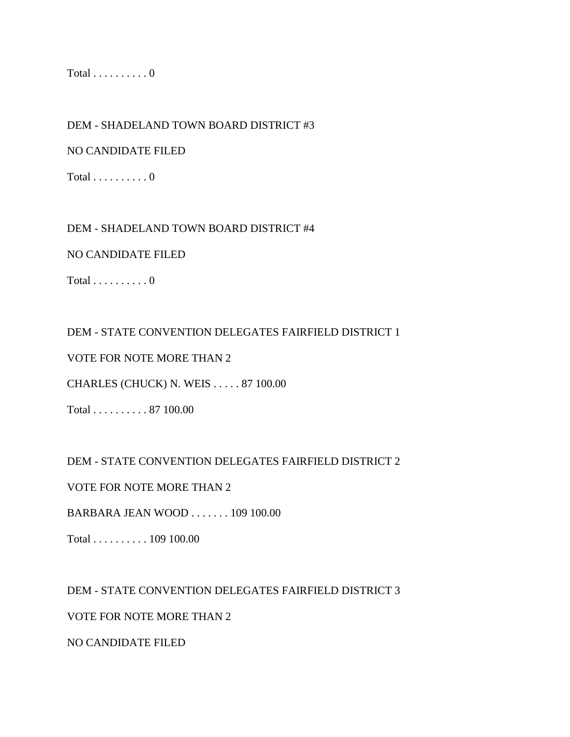Total . . . . . . . . . . 0

DEM - SHADELAND TOWN BOARD DISTRICT #3

NO CANDIDATE FILED

Total . . . . . . . . . . 0

DEM - SHADELAND TOWN BOARD DISTRICT #4

NO CANDIDATE FILED

Total . . . . . . . . . . 0

DEM - STATE CONVENTION DELEGATES FAIRFIELD DISTRICT 1

VOTE FOR NOTE MORE THAN 2

CHARLES (CHUCK) N. WEIS . . . . . 87 100.00

Total . . . . . . . . . . 87 100.00

DEM - STATE CONVENTION DELEGATES FAIRFIELD DISTRICT 2

VOTE FOR NOTE MORE THAN 2

BARBARA JEAN WOOD . . . . . . . 109 100.00

Total . . . . . . . . . . 109 100.00

DEM - STATE CONVENTION DELEGATES FAIRFIELD DISTRICT 3

VOTE FOR NOTE MORE THAN 2

NO CANDIDATE FILED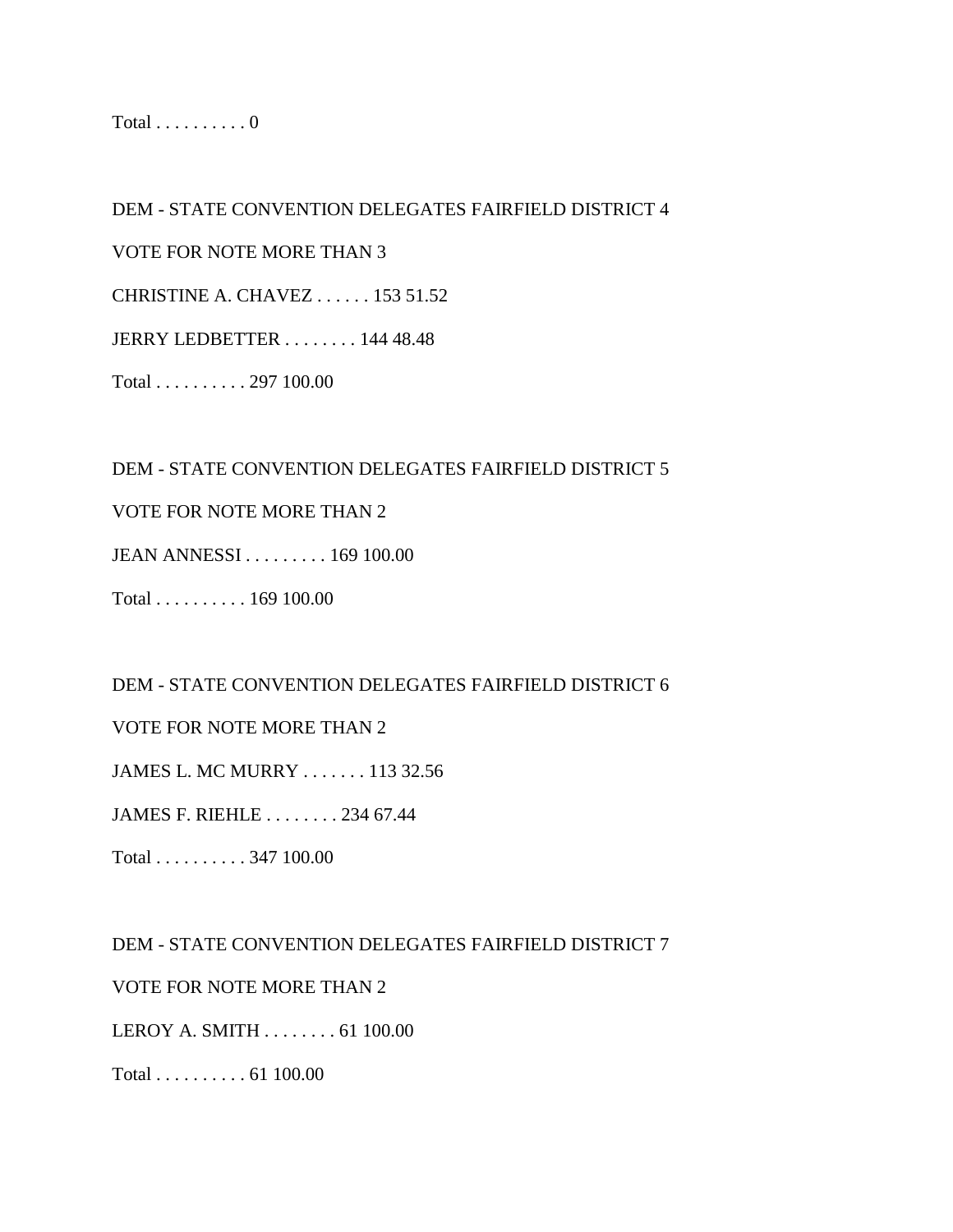Total . . . . . . . . . . 0

DEM - STATE CONVENTION DELEGATES FAIRFIELD DISTRICT 4

VOTE FOR NOTE MORE THAN 3

CHRISTINE A. CHAVEZ . . . . . . 153 51.52

JERRY LEDBETTER . . . . . . . . 144 48.48

Total . . . . . . . . . . 297 100.00

DEM - STATE CONVENTION DELEGATES FAIRFIELD DISTRICT 5

VOTE FOR NOTE MORE THAN 2

JEAN ANNESSI . . . . . . . . . 169 100.00

Total . . . . . . . . . . 169 100.00

DEM - STATE CONVENTION DELEGATES FAIRFIELD DISTRICT 6

VOTE FOR NOTE MORE THAN 2

JAMES L. MC MURRY . . . . . . . 113 32.56

JAMES F. RIEHLE . . . . . . . . 234 67.44

Total . . . . . . . . . . 347 100.00

DEM - STATE CONVENTION DELEGATES FAIRFIELD DISTRICT 7

VOTE FOR NOTE MORE THAN 2

LEROY A. SMITH . . . . . . . . 61 100.00

Total . . . . . . . . . . 61 100.00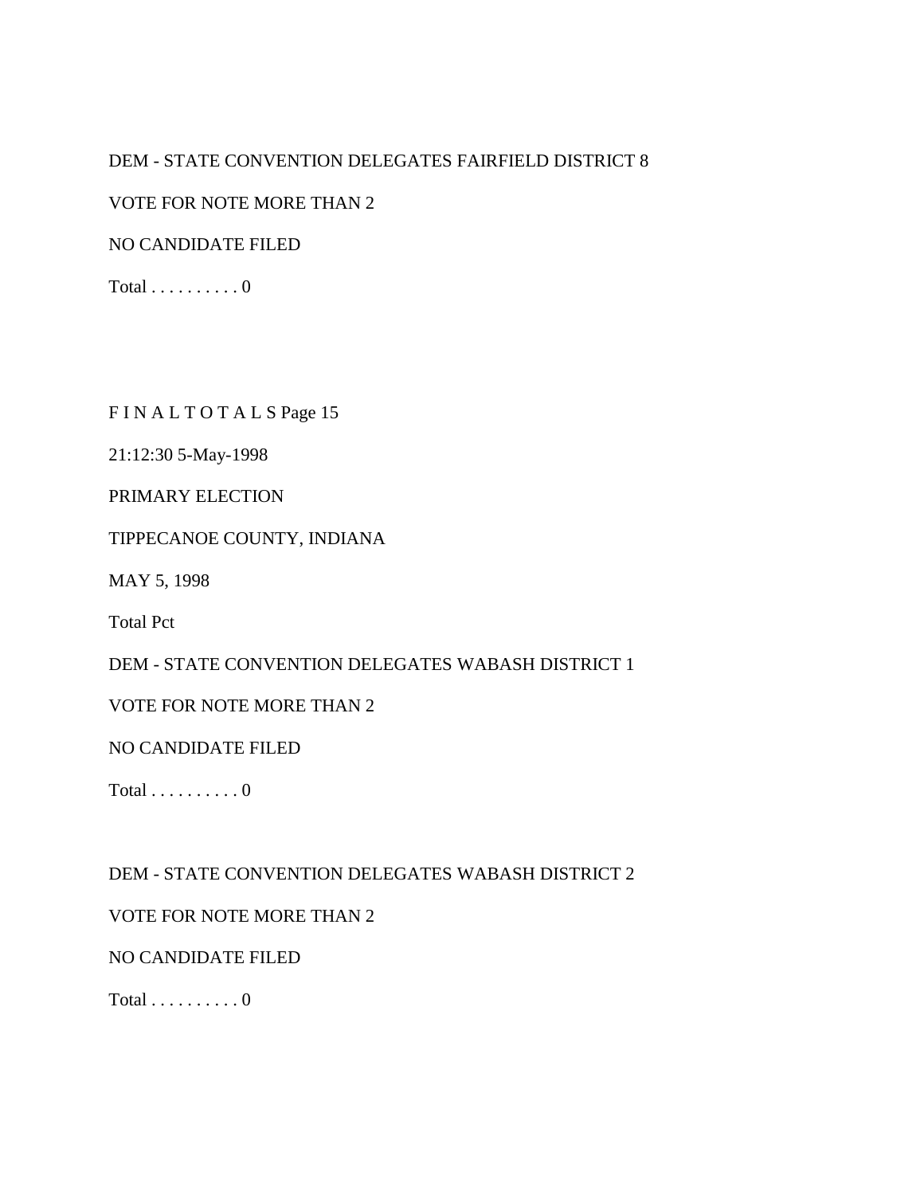DEM - STATE CONVENTION DELEGATES FAIRFIELD DISTRICT 8

VOTE FOR NOTE MORE THAN 2

NO CANDIDATE FILED

Total . . . . . . . . . . 0

F I N A L T O T A L S Page 15

21:12:30 5-May-1998

PRIMARY ELECTION

TIPPECANOE COUNTY, INDIANA

MAY 5, 1998

Total Pct

DEM - STATE CONVENTION DELEGATES WABASH DISTRICT 1

VOTE FOR NOTE MORE THAN 2

NO CANDIDATE FILED

Total . . . . . . . . . . 0

DEM - STATE CONVENTION DELEGATES WABASH DISTRICT 2

VOTE FOR NOTE MORE THAN 2

NO CANDIDATE FILED

Total . . . . . . . . . . 0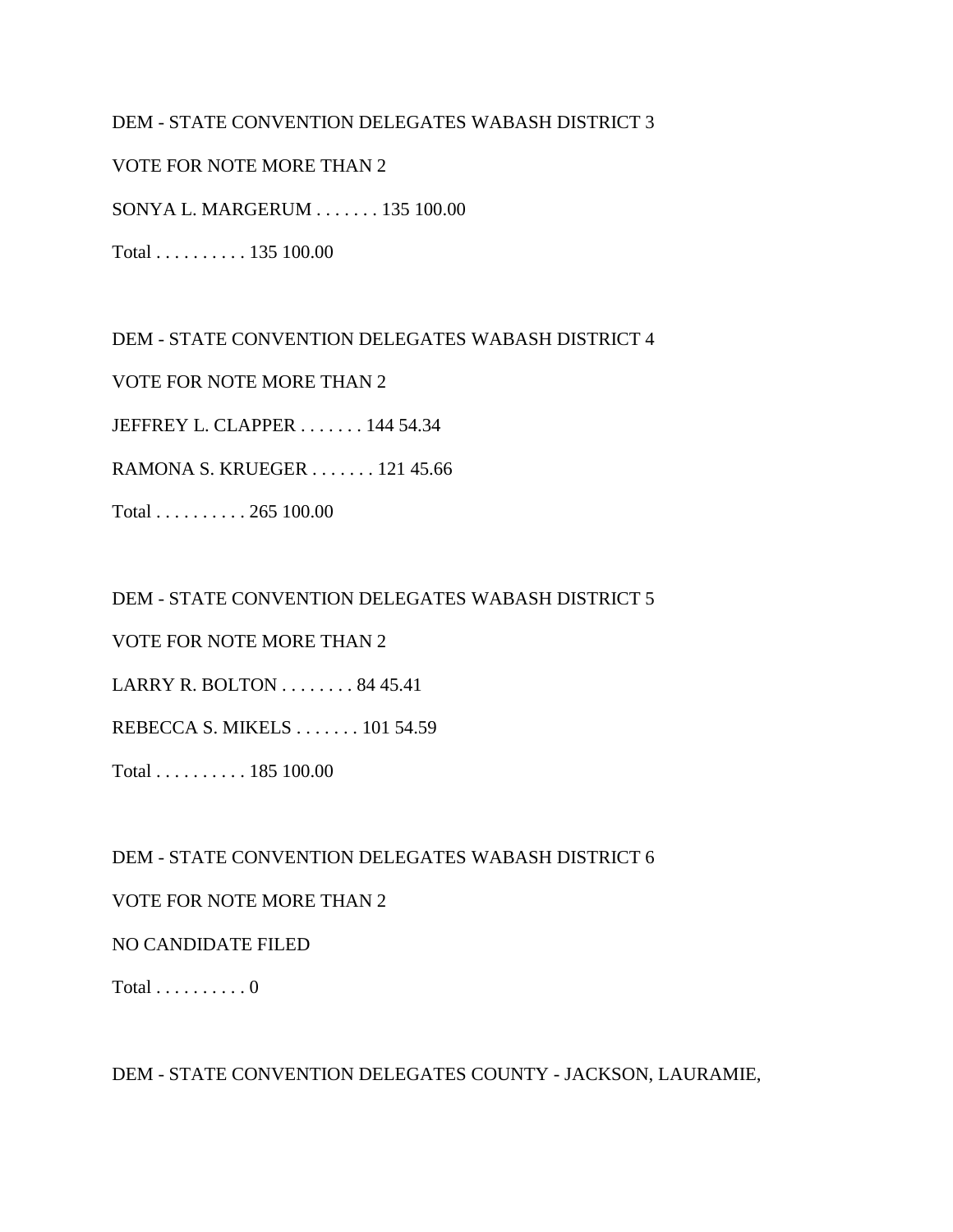DEM - STATE CONVENTION DELEGATES WABASH DISTRICT 3

VOTE FOR NOTE MORE THAN 2

SONYA L. MARGERUM . . . . . . . 135 100.00

Total . . . . . . . . . . 135 100.00

DEM - STATE CONVENTION DELEGATES WABASH DISTRICT 4

VOTE FOR NOTE MORE THAN 2

JEFFREY L. CLAPPER . . . . . . . 144 54.34

RAMONA S. KRUEGER . . . . . . . 121 45.66

Total . . . . . . . . . . 265 100.00

DEM - STATE CONVENTION DELEGATES WABASH DISTRICT 5

VOTE FOR NOTE MORE THAN 2

LARRY R. BOLTON . . . . . . . . 84 45.41

REBECCA S. MIKELS . . . . . . . 101 54.59

Total . . . . . . . . . . 185 100.00

DEM - STATE CONVENTION DELEGATES WABASH DISTRICT 6

VOTE FOR NOTE MORE THAN 2

NO CANDIDATE FILED

Total . . . . . . . . . . 0

DEM - STATE CONVENTION DELEGATES COUNTY - JACKSON, LAURAMIE,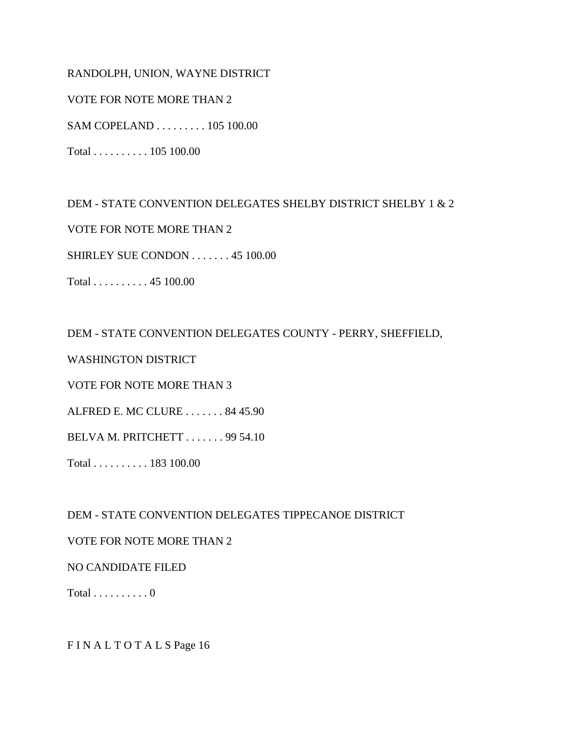RANDOLPH, UNION, WAYNE DISTRICT

VOTE FOR NOTE MORE THAN 2

SAM COPELAND . . . . . . . . . 105 100.00

Total . . . . . . . . . . 105 100.00

DEM - STATE CONVENTION DELEGATES SHELBY DISTRICT SHELBY 1 & 2

VOTE FOR NOTE MORE THAN 2

SHIRLEY SUE CONDON . . . . . . . 45 100.00

Total . . . . . . . . . . 45 100.00

DEM - STATE CONVENTION DELEGATES COUNTY - PERRY, SHEFFIELD,

WASHINGTON DISTRICT

VOTE FOR NOTE MORE THAN 3

ALFRED E. MC CLURE . . . . . . . 84 45.90

BELVA M. PRITCHETT . . . . . . . 99 54.10

Total . . . . . . . . . . 183 100.00

DEM - STATE CONVENTION DELEGATES TIPPECANOE DISTRICT

VOTE FOR NOTE MORE THAN 2

NO CANDIDATE FILED

Total . . . . . . . . . . 0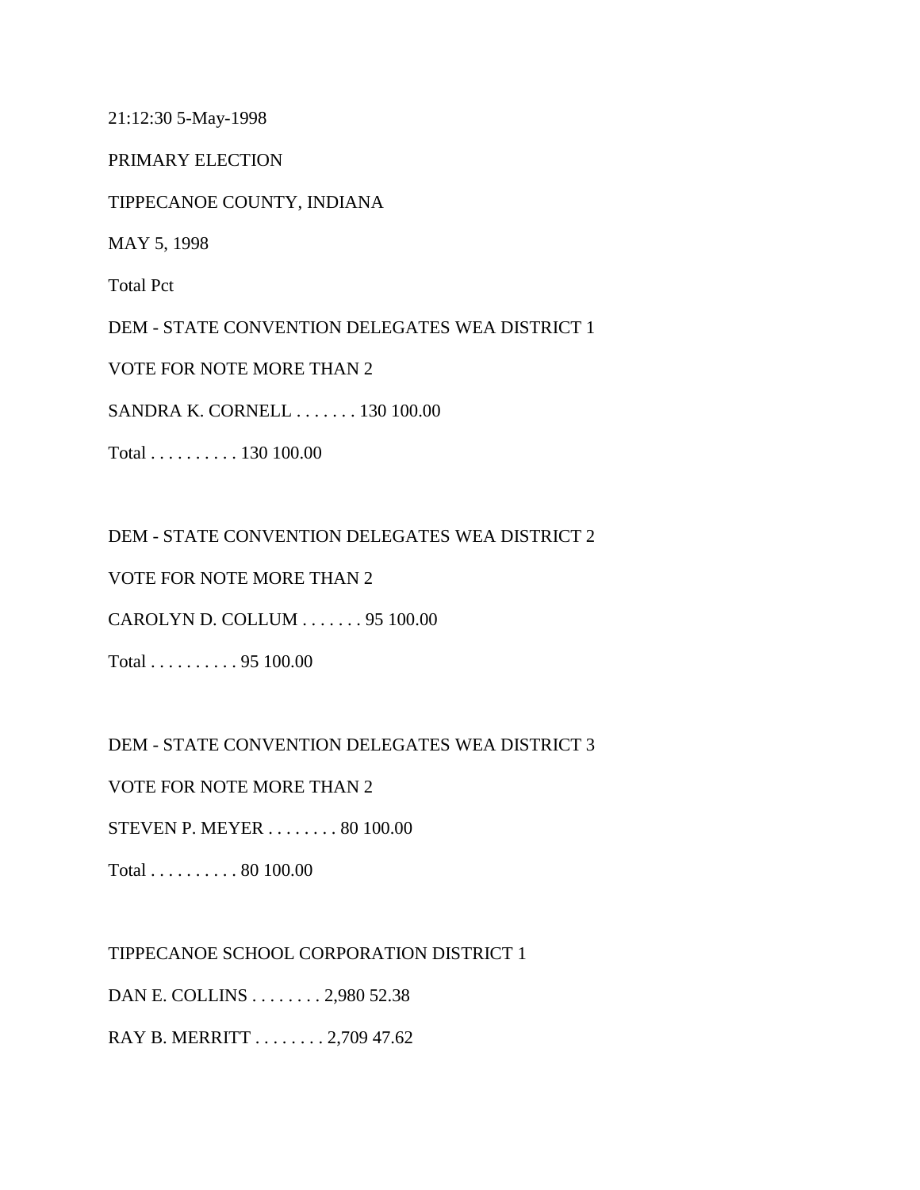21:12:30 5-May-1998

PRIMARY ELECTION

TIPPECANOE COUNTY, INDIANA

MAY 5, 1998

Total Pct

DEM - STATE CONVENTION DELEGATES WEA DISTRICT 1

VOTE FOR NOTE MORE THAN 2

SANDRA K. CORNELL . . . . . . . 130 100.00

Total . . . . . . . . . . 130 100.00

DEM - STATE CONVENTION DELEGATES WEA DISTRICT 2

VOTE FOR NOTE MORE THAN 2

CAROLYN D. COLLUM . . . . . . . 95 100.00

Total . . . . . . . . . . 95 100.00

DEM - STATE CONVENTION DELEGATES WEA DISTRICT 3

VOTE FOR NOTE MORE THAN 2

STEVEN P. MEYER . . . . . . . . 80 100.00

Total . . . . . . . . . . 80 100.00

TIPPECANOE SCHOOL CORPORATION DISTRICT 1

DAN E. COLLINS . . . . . . . . 2,980 52.38

RAY B. MERRITT . . . . . . . . 2,709 47.62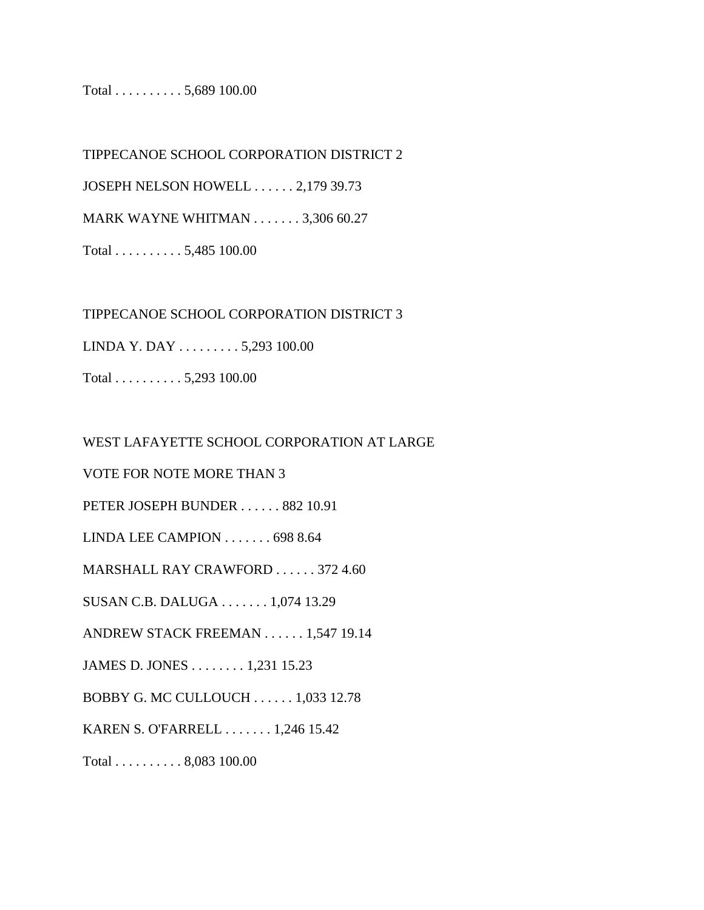Total . . . . . . . . . . 5,689 100.00

TIPPECANOE SCHOOL CORPORATION DISTRICT 2

JOSEPH NELSON HOWELL . . . . . . 2,179 39.73

MARK WAYNE WHITMAN . . . . . . . 3,306 60.27

Total . . . . . . . . . . 5,485 100.00

TIPPECANOE SCHOOL CORPORATION DISTRICT 3

LINDA Y. DAY . . . . . . . . . 5,293 100.00

Total . . . . . . . . . . 5,293 100.00

WEST LAFAYETTE SCHOOL CORPORATION AT LARGE

VOTE FOR NOTE MORE THAN 3

PETER JOSEPH BUNDER . . . . . . 882 10.91

LINDA LEE CAMPION . . . . . . . 698 8.64

MARSHALL RAY CRAWFORD . . . . . . 372 4.60

SUSAN C.B. DALUGA . . . . . . . 1,074 13.29

ANDREW STACK FREEMAN . . . . . . 1,547 19.14

JAMES D. JONES . . . . . . . . 1,231 15.23

BOBBY G. MC CULLOUCH . . . . . . 1,033 12.78

KAREN S. O'FARRELL . . . . . . . 1,246 15.42

Total . . . . . . . . . . 8,083 100.00